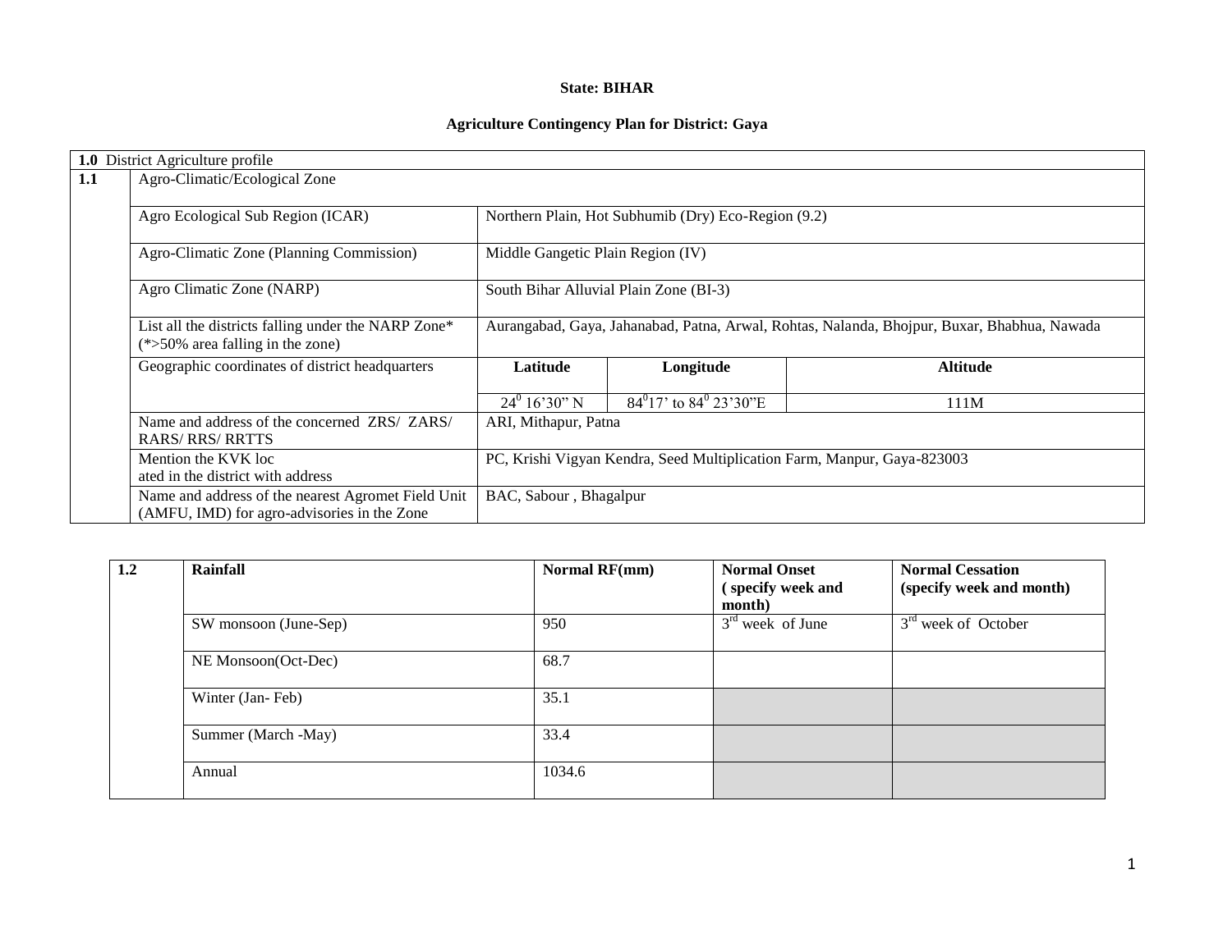**State: BIHAR**

**Agriculture Contingency Plan for District: Gaya**

| **1.0** District Agriculture profile | | | | |
|---|---|---|---|---|
| **1.1** | Agro-Climatic/Ecological Zone | | | |
| | Agro Ecological Sub Region (ICAR) | Northern Plain, Hot Subhumib (Dry) Eco-Region (9.2) | | |
| | Agro-Climatic Zone (Planning Commission) | Middle Gangetic Plain Region (IV) | | |
| | Agro Climatic Zone (NARP) | South Bihar Alluvial Plain Zone (BI-3) | | |
| | List all the districts falling under the NARP Zone* (*>50% area falling in the zone) | Aurangabad, Gaya, Jahanabad, Patna, Arwal, Rohtas, Nalanda, Bhojpur, Buxar, Bhabhua, Nawada | | |
| | Geographic coordinates of district headquarters | **Latitude** | **Longitude** | **Altitude** |
| | | $24^0$ 16'30" N | $84^0$17' to $84^0$ 23'30"E | 111M |
| | Name and address of the concerned ZRS/ ZARS/ RARS/ RRS/ RRTTS | ARI, Mithapur, Patna | | |
| | Mention the KVK located in the district with address | PC, Krishi Vigyan Kendra, Seed Multiplication Farm, Manpur, Gaya-823003 | | |
| | Name and address of the nearest Agromet Field Unit (AMFU, IMD) for agro-advisories in the Zone | BAC, Sabour , Bhagalpur | | |

| **1.2** | **Rainfall** | **Normal RF(mm)** | **Normal Onset ( specify week and month)** | **Normal Cessation (specify week and month)** |
|---|---|---|---|---|
| | SW monsoon (June-Sep) | 950 | 3rd week of June | 3rd week of October |
| | NE Monsoon(Oct-Dec) | 68.7 | | |
| | Winter (Jan- Feb) | 35.1 | | |
| | Summer (March -May) | 33.4 | | |
| | Annual | 1034.6 | | |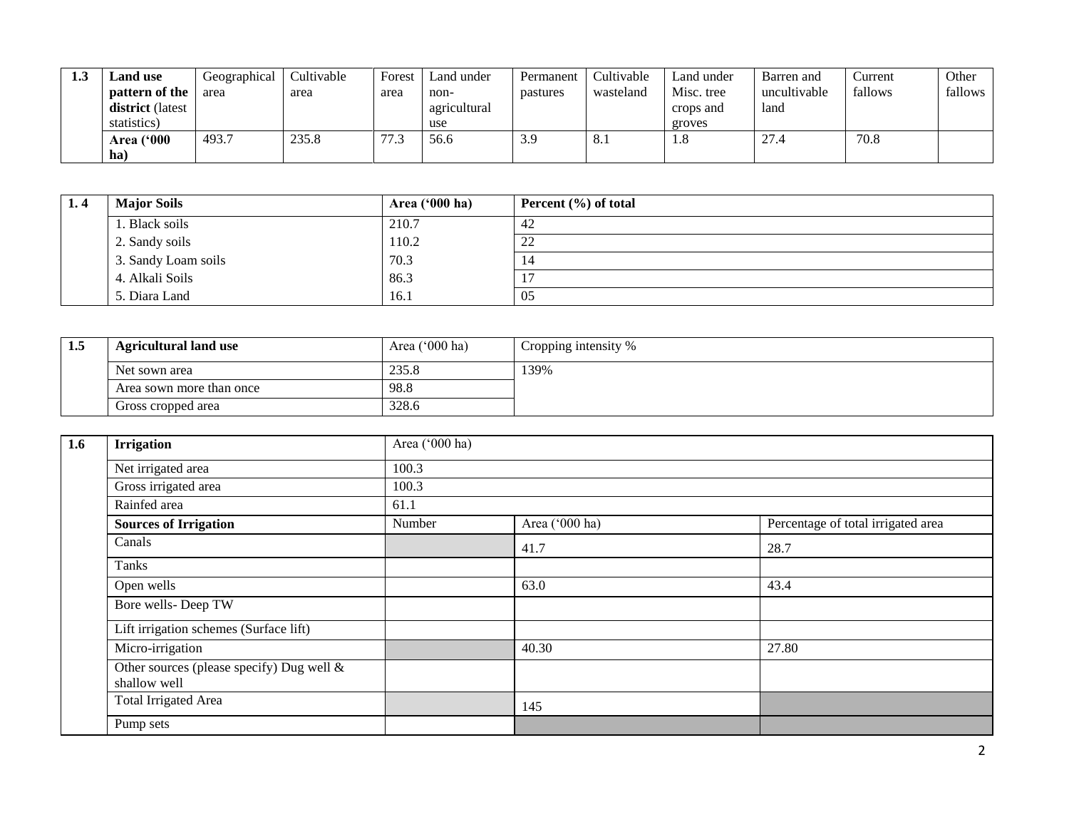| 1.3 | Land use pattern of the district (latest statistics) | Geographical area | Cultivable area | Forest area | Land under non-agricultural use | Permanent pastures | Cultivable wasteland | Land under Misc. tree crops and groves | Barren and uncultivable land | Current fallows | Other fallows |
|---|---|---|---|---|---|---|---|---|---|---|---|
| | **Area ('000 ha)** | 493.7 | 235.8 | 77.3 | 56.6 | 3.9 | 8.1 | 1.8 | 27.4 | 70.8 | |

| 1. 4 | Major Soils | Area ('000 ha) | Percent (%) of total |
|---|---|---|---|
| | 1. Black soils | 210.7 | 42 |
| | 2. Sandy soils | 110.2 | 22 |
| | 3. Sandy Loam soils | 70.3 | 14 |
| | 4. Alkali Soils | 86.3 | 17 |
| | 5. Diara Land | 16.1 | 05 |

| 1.5 | Agricultural land use | Area ('000 ha) | Cropping intensity % |
|---|---|---|---|
| | Net sown area | 235.8 | 139% |
| | Area sown more than once | 98.8 | |
| | Gross cropped area | 328.6 | |

| 1.6 | Irrigation | Area ('000 ha) | | |
|---|---|---|---|---|
| | Net irrigated area | 100.3 | | |
| | Gross irrigated area | 100.3 | | |
| | Rainfed area | 61.1 | | |
| | **Sources of Irrigation** | Number | Area ('000 ha) | Percentage of total irrigated area |
| | Canals | | 41.7 | 28.7 |
| | Tanks | | | |
| | Open wells | | 63.0 | 43.4 |
| | Bore wells- Deep TW | | | |
| | Lift irrigation schemes (Surface lift) | | | |
| | Micro-irrigation | | 40.30 | 27.80 |
| | Other sources (please specify) Dug well & shallow well | | | |
| | Total Irrigated Area | | 145 | |
| | Pump sets | | | |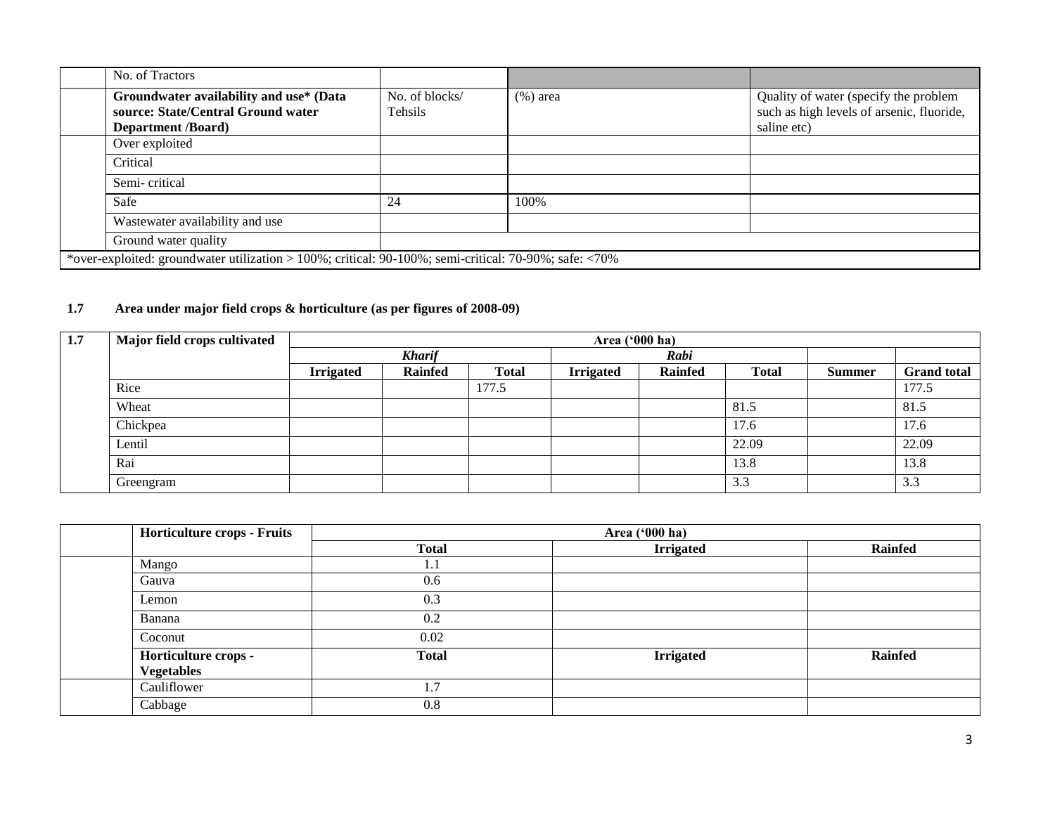| | No. of Tractors | | | |
|---|---|---|---|---|
| | **Groundwater availability and use* (Data source: State/Central Ground water Department /Board)** | No. of blocks/ Tehsils | (%) area | Quality of water (specify the problem such as high levels of arsenic, fluoride, saline etc) |
| | Over exploited | | | |
| | Critical | | | |
| | Semi- critical | | | |
| | Safe | 24 | 100% | |
| | Wastewater availability and use | | | |
| | Ground water quality | | | |
| *over-exploited: groundwater utilization > 100%; critical: 90-100%; semi-critical: 70-90%; safe: <70% | | | | |

**1.7 Area under major field crops & horticulture (as per figures of 2008-09)**

| **1.7** | **Major field crops cultivated** | **Area ('000 ha)** | | | | | | | |
|---|---|---|---|---|---|---|---|---|---|
| | | ***Kharif*** | | | ***Rabi*** | | | | |
| | | **Irrigated** | **Rainfed** | **Total** | **Irrigated** | **Rainfed** | **Total** | **Summer** | **Grand total** |
| | Rice | | | 177.5 | | | | | 177.5 |
| | Wheat | | | | | | 81.5 | | 81.5 |
| | Chickpea | | | | | | 17.6 | | 17.6 |
| | Lentil | | | | | | 22.09 | | 22.09 |
| | Rai | | | | | | 13.8 | | 13.8 |
| | Greengram | | | | | | 3.3 | | 3.3 |

| | **Horticulture crops - Fruits** | **Area ('000 ha)** | | |
|---|---|---|---|---|
| | | **Total** | **Irrigated** | **Rainfed** |
| | Mango | 1.1 | | |
| | Gauva | 0.6 | | |
| | Lemon | 0.3 | | |
| | Banana | 0.2 | | |
| | Coconut | 0.02 | | |
| | **Horticulture crops - Vegetables** | **Total** | **Irrigated** | **Rainfed** |
| | Cauliflower | 1.7 | | |
| | Cabbage | 0.8 | | |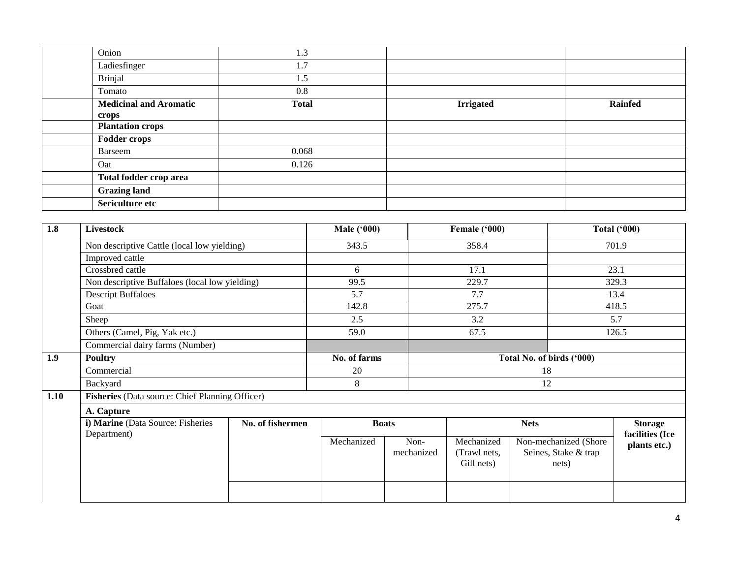| | Onion | 1.3 | | |
|---|---|---|---|---|
| | Ladiesfinger | 1.7 | | |
| | Brinjal | 1.5 | | |
| | Tomato | 0.8 | | |
| | **Medicinal and Aromatic crops** | **Total** | **Irrigated** | **Rainfed** |
| | **Plantation crops** | | | |
| | **Fodder crops** | | | |
| | Barseem | 0.068 | | |
| | Oat | 0.126 | | |
| | **Total fodder crop area** | | | |
| | **Grazing land** | | | |
| | **Sericulture etc** | | | |

| **1.8** | **Livestock** | **Male ('000)** | **Female ('000)** | **Total ('000)** |
|---|---|---|---|---|
| | Non descriptive Cattle (local low yielding) | 343.5 | 358.4 | 701.9 |
| | Improved cattle | | | |
| | Crossbred cattle | 6 | 17.1 | 23.1 |
| | Non descriptive Buffaloes (local low yielding) | 99.5 | 229.7 | 329.3 |
| | Descript Buffaloes | 5.7 | 7.7 | 13.4 |
| | Goat | 142.8 | 275.7 | 418.5 |
| | Sheep | 2.5 | 3.2 | 5.7 |
| | Others (Camel, Pig, Yak etc.) | 59.0 | 67.5 | 126.5 |
| | Commercial dairy farms (Number) | | | |
| **1.9** | **Poultry** | **No. of farms** | **Total No. of birds ('000)** | |
| | Commercial | 20 | 18 | |
| | Backyard | 8 | 12 | |
| **1.10** | **Fisheries** (Data source: Chief Planning Officer) | | | |
| | **A. Capture** | | | |

| **i) Marine** (Data Source: Fisheries Department) | **No. of fishermen** | **Boats** | | **Nets** | | **Storage facilities (Ice plants etc.)** |
|---|---|---|---|---|---|---|
| | | Mechanized | Non-mechanized | Mechanized (Trawl nets, Gill nets) | Non-mechanized (Shore Seines, Stake & trap nets) | |
| | | | | | | |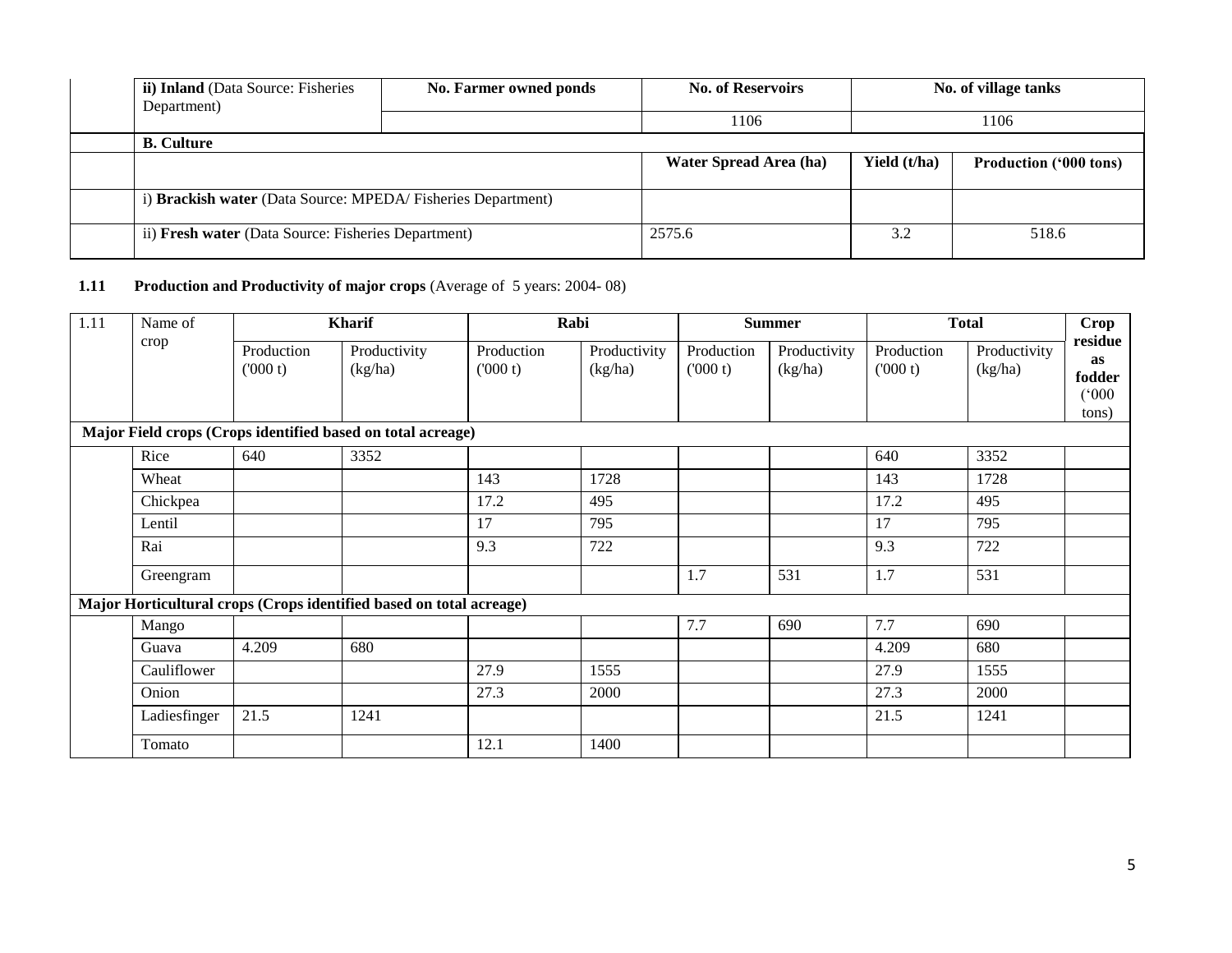| | ii) **Inland** (Data Source: Fisheries Department) | **No. Farmer owned ponds** | **No. of Reservoirs** | **No. of village tanks** | |
|---|---|---|---|---|---|
| | | | 1106 | 1106 | |
| | **B. Culture** | | | | |
| | | | **Water Spread Area (ha)** | **Yield (t/ha)** | **Production ('000 tons)** |
| | i) **Brackish water** (Data Source: MPEDA/ Fisheries Department) | | | | |
| | ii) **Fresh water** (Data Source: Fisheries Department) | | 2575.6 | 3.2 | 518.6 |

**1.11 Production and Productivity of major crops** (Average of 5 years: 2004- 08)

| 1.11 | Name of crop | Kharif | | Rabi | | Summer | | Total | | Crop residue as fodder ('000 tons) |
|---|---|---|---|---|---|---|---|---|---|---|
| | | Production ('000 t) | Productivity (kg/ha) | Production ('000 t) | Productivity (kg/ha) | Production ('000 t) | Productivity (kg/ha) | Production ('000 t) | Productivity (kg/ha) | |
| **Major Field crops (Crops identified based on total acreage)** | | | | | | | | | | |
| | Rice | 640 | 3352 | | | | | 640 | 3352 | |
| | Wheat | | | 143 | 1728 | | | 143 | 1728 | |
| | Chickpea | | | 17.2 | 495 | | | 17.2 | 495 | |
| | Lentil | | | 17 | 795 | | | 17 | 795 | |
| | Rai | | | 9.3 | 722 | | | 9.3 | 722 | |
| | Greengram | | | | | 1.7 | 531 | 1.7 | 531 | |
| **Major Horticultural crops (Crops identified based on total acreage)** | | | | | | | | | | |
| | Mango | | | | | 7.7 | 690 | 7.7 | 690 | |
| | Guava | 4.209 | 680 | | | | | 4.209 | 680 | |
| | Cauliflower | | | 27.9 | 1555 | | | 27.9 | 1555 | |
| | Onion | | | 27.3 | 2000 | | | 27.3 | 2000 | |
| | Ladiesfinger | 21.5 | 1241 | | | | | 21.5 | 1241 | |
| | Tomato | | | 12.1 | 1400 | | | | | |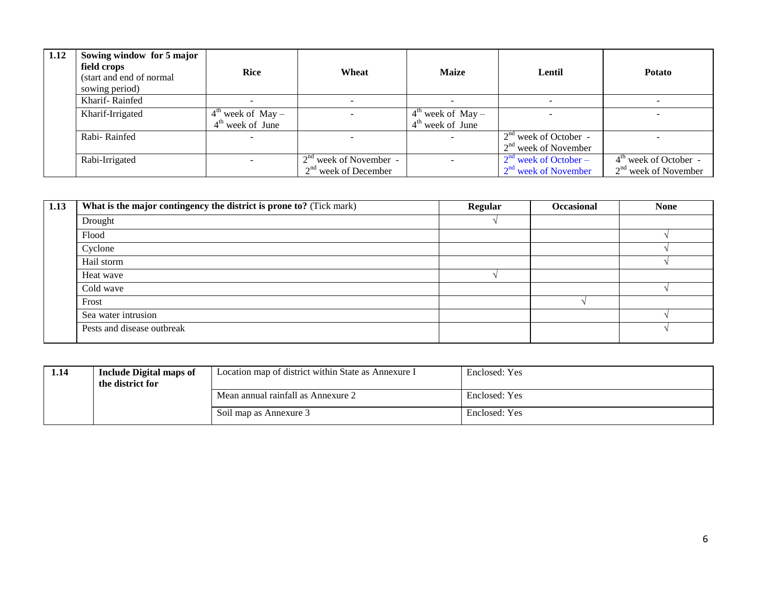| 1.12 | Sowing window for 5 major field crops (start and end of normal sowing period) | Rice | Wheat | Maize | Lentil | Potato |
|---|---|---|---|---|---|---|
| | Kharif- Rainfed | - | - | - | - | - |
| | Kharif-Irrigated | $4^{th}$ week of May – $4^{th}$ week of June | - | $4^{th}$ week of May – $4^{th}$ week of June | - | - |
| | Rabi- Rainfed | - | - | - | $2^{nd}$ week of October - $2^{nd}$ week of November | - |
| | Rabi-Irrigated | - | $2^{nd}$ week of November - $2^{nd}$ week of December | - | $2^{nd}$ week of October – $2^{nd}$ week of November | $4^{th}$ week of October - $2^{nd}$ week of November |

| 1.13 | What is the major contingency the district is prone to? (Tick mark) | Regular | Occasional | None |
|---|---|---|---|---|
| | Drought | √ | | |
| | Flood | | | √ |
| | Cyclone | | | √ |
| | Hail storm | | | √ |
| | Heat wave | √ | | |
| | Cold wave | | | √ |
| | Frost | | √ | |
| | Sea water intrusion | | | √ |
| | Pests and disease outbreak | | | √ |

| 1.14 | Include Digital maps of the district for | Location map of district within State as Annexure I | Enclosed: Yes |
|---|---|---|---|
| | | Mean annual rainfall as Annexure 2 | Enclosed: Yes |
| | | Soil map as Annexure 3 | Enclosed: Yes |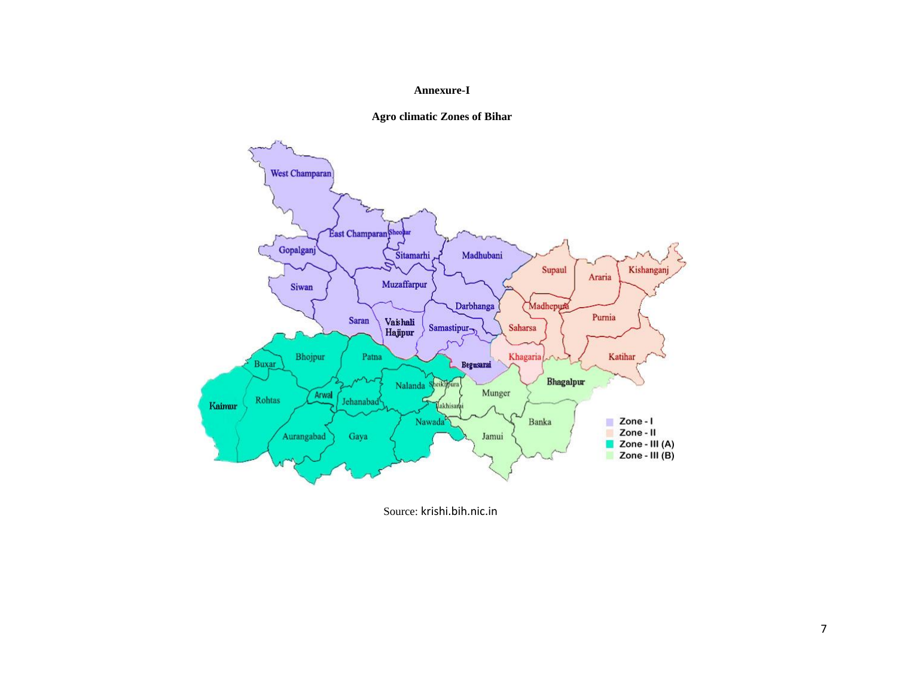**Annexure-I**

**Agro climatic Zones of Bihar**

Source: krishi.bih.nic.in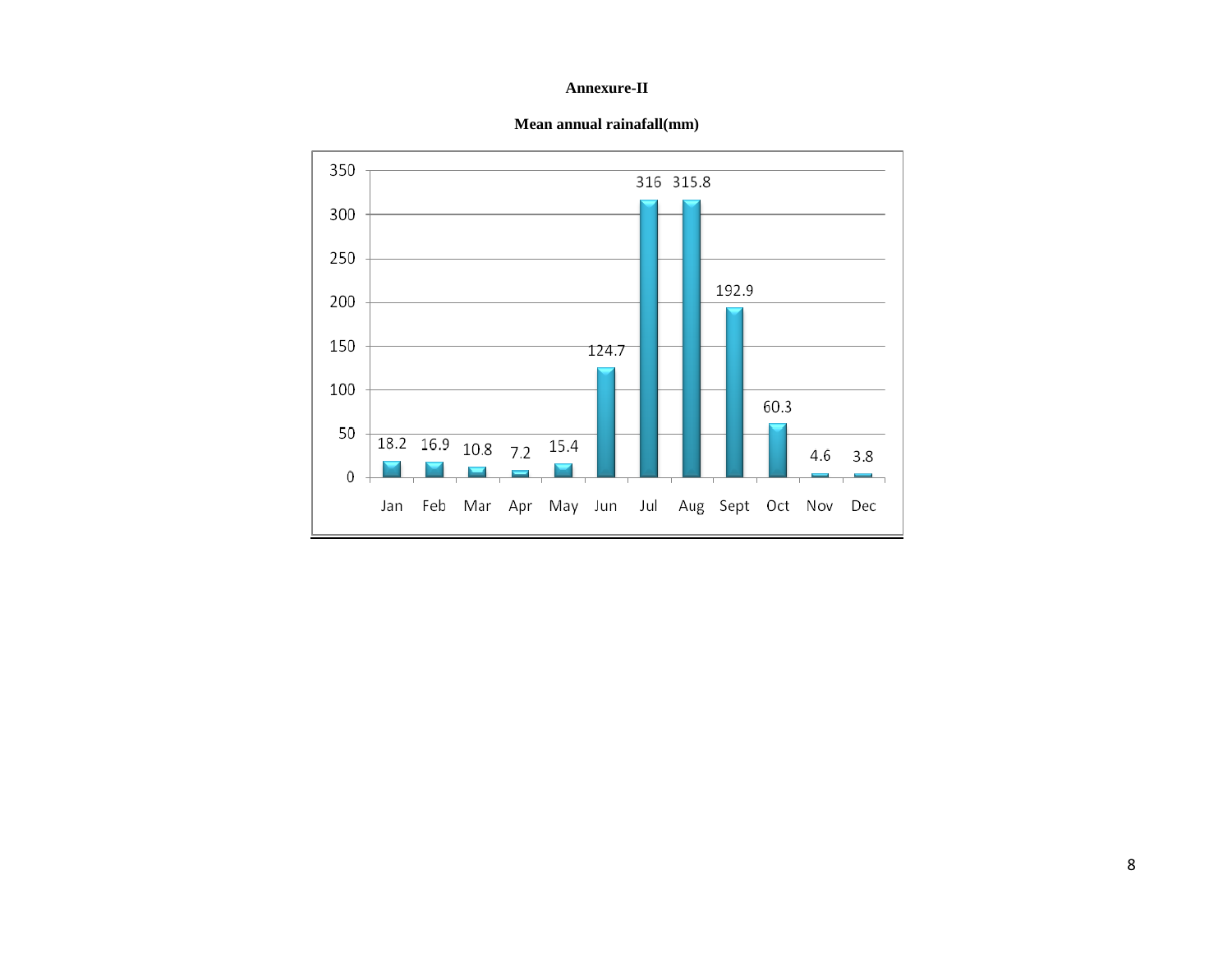**Annexure-II**

**Mean annual rainafall(mm)**

| Month | Rainfall (mm) |
|---|---|
| Jan | 18.2 |
| Feb | 16.9 |
| Mar | 10.8 |
| Apr | 7.2 |
| May | 15.4 |
| Jun | 124.7 |
| Jul | 316 |
| Aug | 315.8 |
| Sept | 192.9 |
| Oct | 60.3 |
| Nov | 4.6 |
| Dec | 3.8 |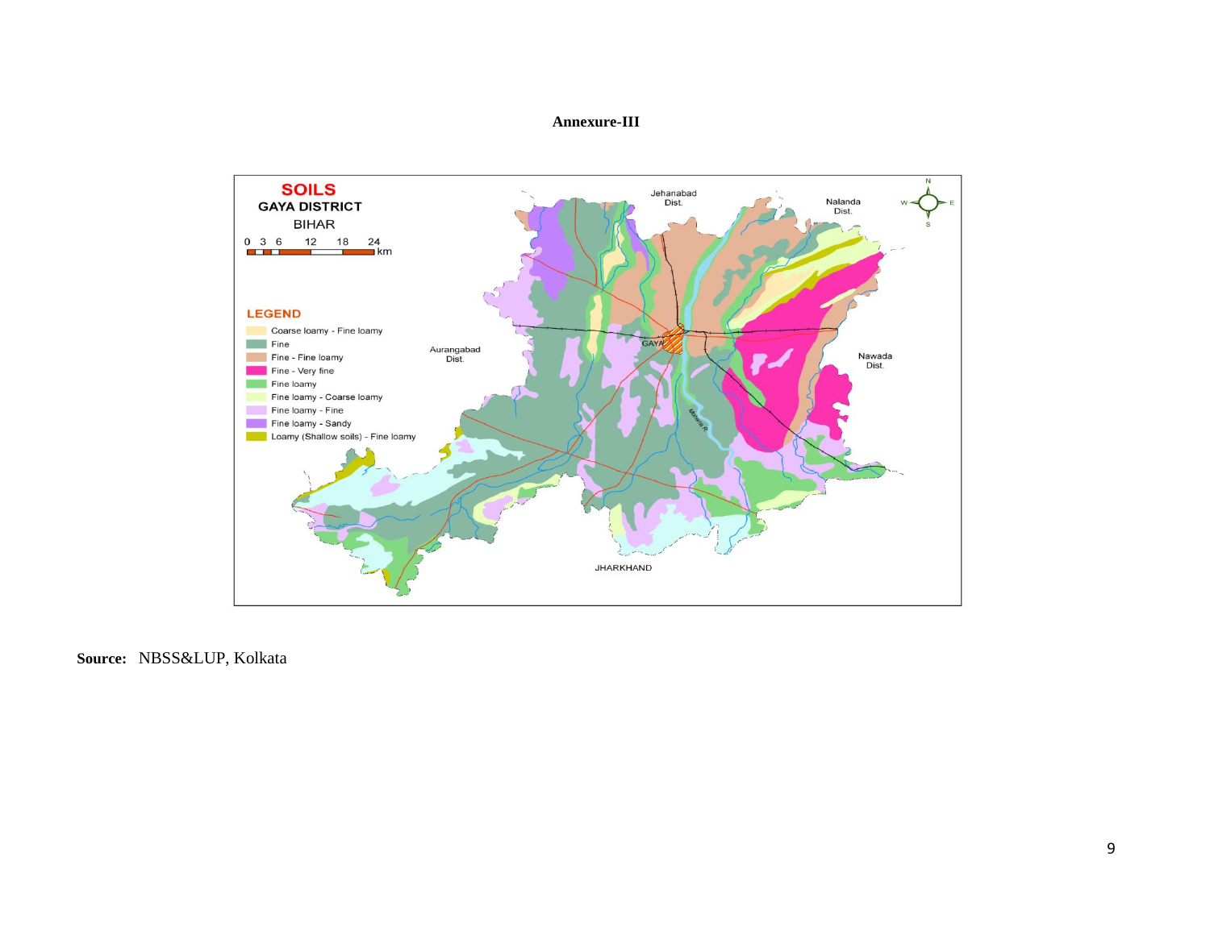**Annexure-III**

SOILS
GAYA DISTRICT
BIHAR

LEGEND

- Coarse loamy - Fine loamy
- Fine
- Fine - Fine loamy
- Fine - Very fine
- Fine loamy
- Fine loamy - Coarse loamy
- Fine loamy - Fine
- Fine loamy - Sandy
- Loamy (Shallow soils) - Fine loamy

**Source:** NBSS&LUP, Kolkata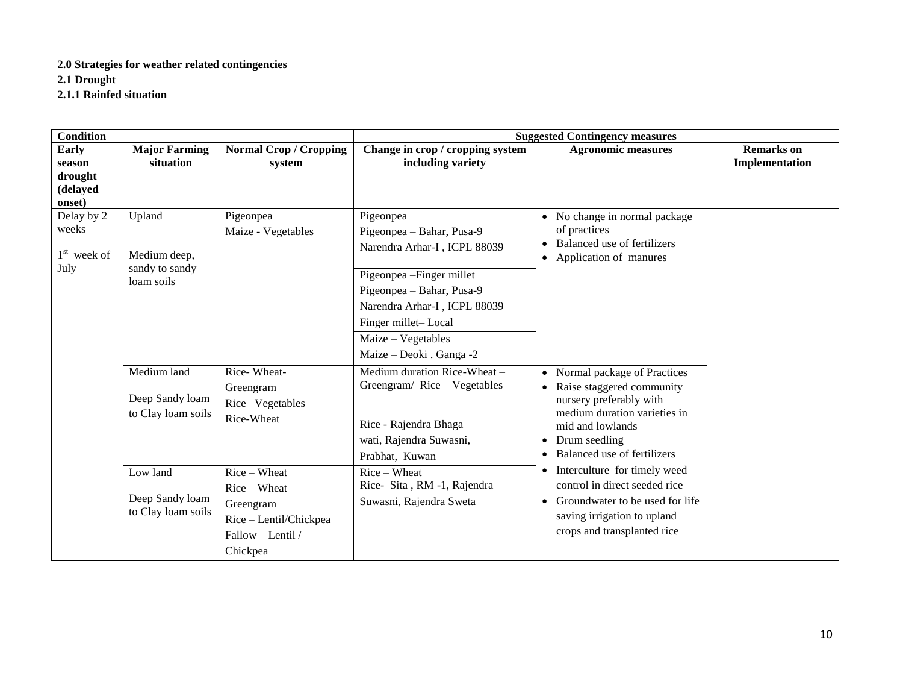**2.0 Strategies for weather related contingencies**

**2.1 Drought**

**2.1.1 Rainfed situation**

| **Condition** | | | **Suggested Contingency measures** | | |
|---|---|---|---|---|---|
| **Early season drought (delayed onset)** | **Major Farming situation** | **Normal Crop / Cropping system** | **Change in crop / cropping system including variety** | **Agronomic measures** | **Remarks on Implementation** |
| Delay by 2 weeks<br><br>1st week of July | Upland<br><br>Medium deep, sandy to sandy loam soils | Pigeonpea<br>Maize - Vegetables | Pigeonpea<br>Pigeonpea – Bahar, Pusa-9<br>Narendra Arhar-I , ICPL 88039 | • No change in normal package of practices<br>• Balanced use of fertilizers<br>• Application of manures | |
| | | | Pigeonpea –Finger millet<br>Pigeonpea – Bahar, Pusa-9<br>Narendra Arhar-I , ICPL 88039<br>Finger millet– Local | | |
| | | | Maize – Vegetables<br>Maize – Deoki . Ganga -2 | | |
| | Medium land<br><br>Deep Sandy loam to Clay loam soils | Rice- Wheat-Greengram<br>Rice –Vegetables<br>Rice-Wheat | Medium duration Rice-Wheat – Greengram/ Rice – Vegetables<br><br>Rice - Rajendra Bhaga wati, Rajendra Suwasni, Prabhat, Kuwan | • Normal package of Practices<br>• Raise staggered community nursery preferably with medium duration varieties in mid and lowlands<br>• Drum seedling<br>• Balanced use of fertilizers<br>• Interculture for timely weed control in direct seeded rice<br>• Groundwater to be used for life saving irrigation to upland crops and transplanted rice | |
| | Low land<br><br>Deep Sandy loam to Clay loam soils | Rice – Wheat<br>Rice – Wheat – Greengram<br>Rice – Lentil/Chickpea<br>Fallow – Lentil / Chickpea | Rice – Wheat<br>Rice- Sita , RM -1, Rajendra Suwasni, Rajendra Sweta | | |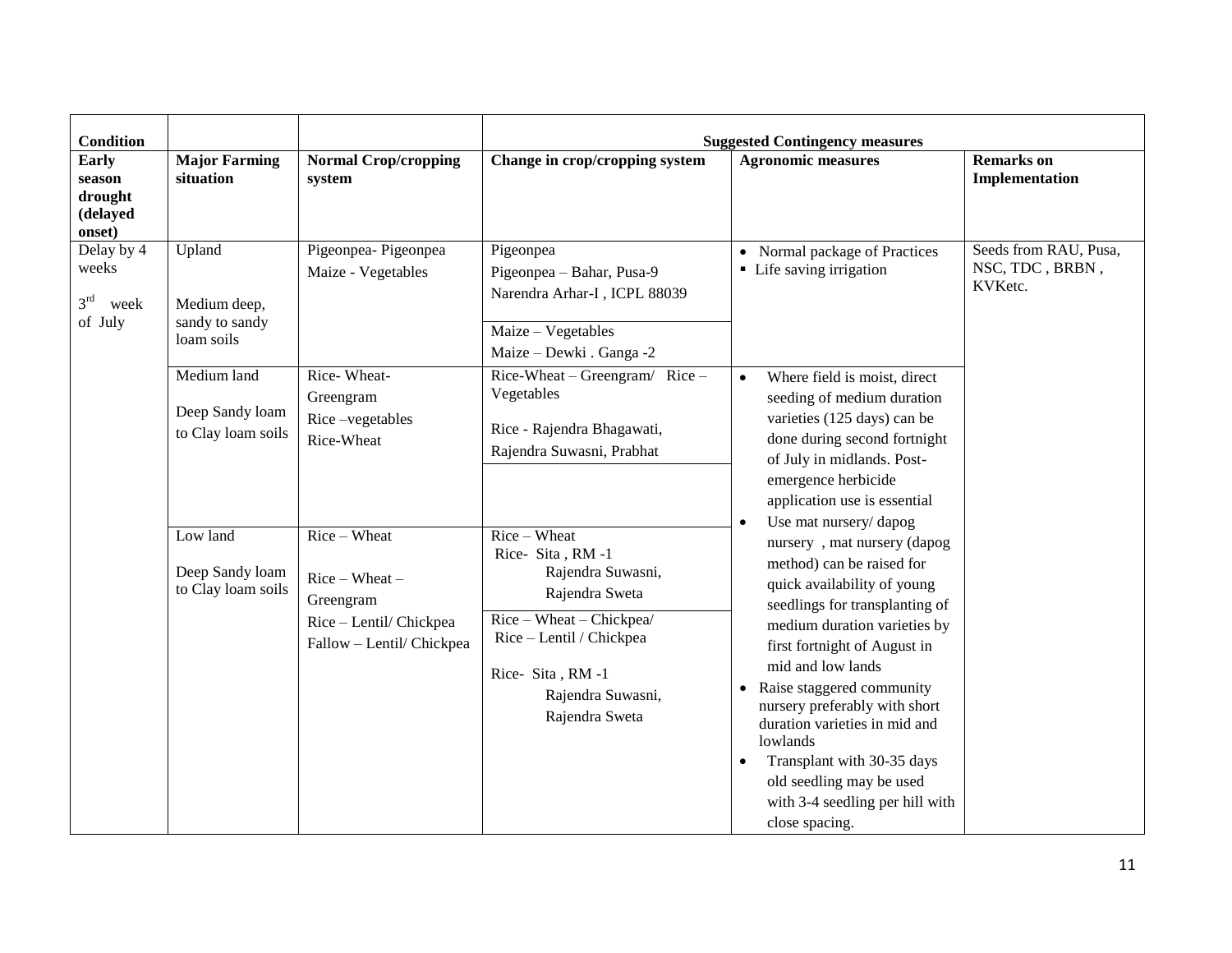| Condition | | | Suggested Contingency measures | | |
|---|---|---|---|---|---|
| **Early season drought (delayed onset)** | **Major Farming situation** | **Normal Crop/cropping system** | **Change in crop/cropping system** | **Agronomic measures** | **Remarks on Implementation** |
| Delay by 4 weeks<br><br>3rd week of July | Upland<br><br>Medium deep, sandy to sandy loam soils | Pigeonpea- Pigeonpea<br>Maize - Vegetables | Pigeonpea<br>Pigeonpea – Bahar, Pusa-9<br>Narendra Arhar-I , ICPL 88039 | • Normal package of Practices<br>▪ Life saving irrigation | Seeds from RAU, Pusa, NSC, TDC , BRBN , KVKetc. |
| | | | Maize – Vegetables<br>Maize – Dewki . Ganga -2 | | |
| | Medium land<br><br>Deep Sandy loam to Clay loam soils | Rice- Wheat-Greengram<br>Rice –vegetables<br>Rice-Wheat | Rice-Wheat – Greengram/ Rice – Vegetables<br><br>Rice - Rajendra Bhagawati, Rajendra Suwasni, Prabhat | • Where field is moist, direct seeding of medium duration varieties (125 days) can be done during second fortnight of July in midlands. Post-emergence herbicide application use is essential<br>• Use mat nursery/ dapog nursery , mat nursery (dapog method) can be raised for quick availability of young seedlings for transplanting of medium duration varieties by first fortnight of August in mid and low lands<br>• Raise staggered community nursery preferably with short duration varieties in mid and lowlands<br>• Transplant with 30-35 days old seedling may be used with 3-4 seedling per hill with close spacing. | |
| | Low land<br><br>Deep Sandy loam to Clay loam soils | Rice – Wheat<br><br>Rice – Wheat – Greengram<br>Rice – Lentil/ Chickpea<br>Fallow – Lentil/ Chickpea | Rice – Wheat<br>Rice- Sita , RM -1<br>Rajendra Suwasni,<br>Rajendra Sweta | | |
| | | | Rice – Wheat – Chickpea/<br>Rice – Lentil / Chickpea<br><br>Rice- Sita , RM -1<br>Rajendra Suwasni,<br>Rajendra Sweta | | |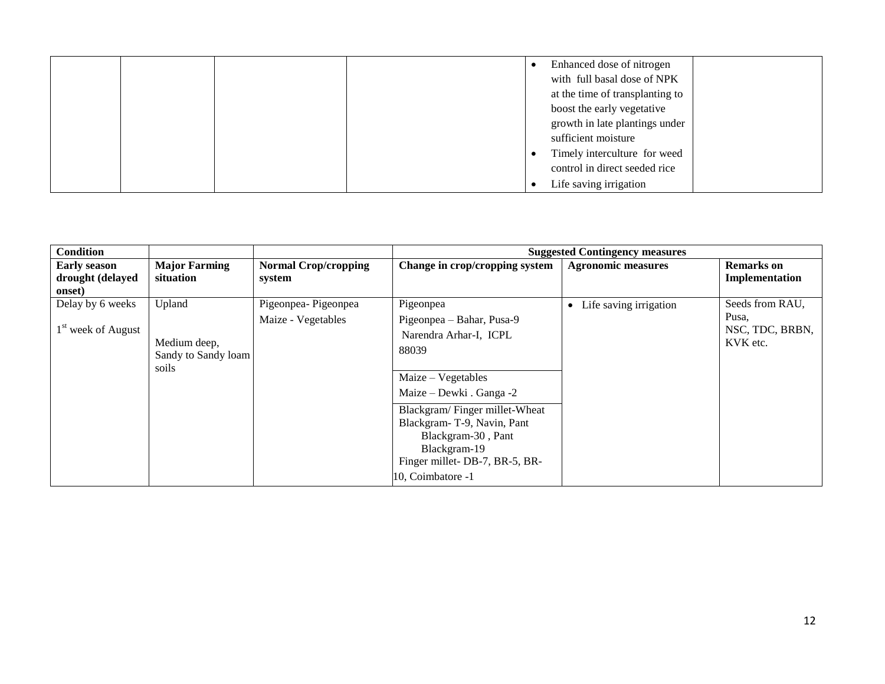| | | | | Agronomic measures | |
|---|---|---|---|---|---|
| | | | | • Enhanced dose of nitrogen with full basal dose of NPK at the time of transplanting to boost the early vegetative growth in late plantings under sufficient moisture<br>• Timely interculture for weed control in direct seeded rice<br>• Life saving irrigation | |

| Condition | | | Suggested Contingency measures | | |
|---|---|---|---|---|---|
| **Early season drought (delayed onset)** | **Major Farming situation** | **Normal Crop/cropping system** | **Change in crop/cropping system** | **Agronomic measures** | **Remarks on Implementation** |
| Delay by 6 weeks<br><br>1st week of August | Upland<br><br>Medium deep, Sandy to Sandy loam soils | Pigeonpea- Pigeonpea<br>Maize - Vegetables | Pigeonpea<br>Pigeonpea – Bahar, Pusa-9<br>Narendra Arhar-I, ICPL 88039 | • Life saving irrigation | Seeds from RAU, Pusa, NSC, TDC, BRBN, KVK etc. |
| | | | Maize – Vegetables<br>Maize – Dewki . Ganga -2 | | |
| | | | Blackgram/ Finger millet-Wheat<br>Blackgram- T-9, Navin, Pant Blackgram-30 , Pant Blackgram-19<br>Finger millet- DB-7, BR-5, BR-10, Coimbatore -1 | | |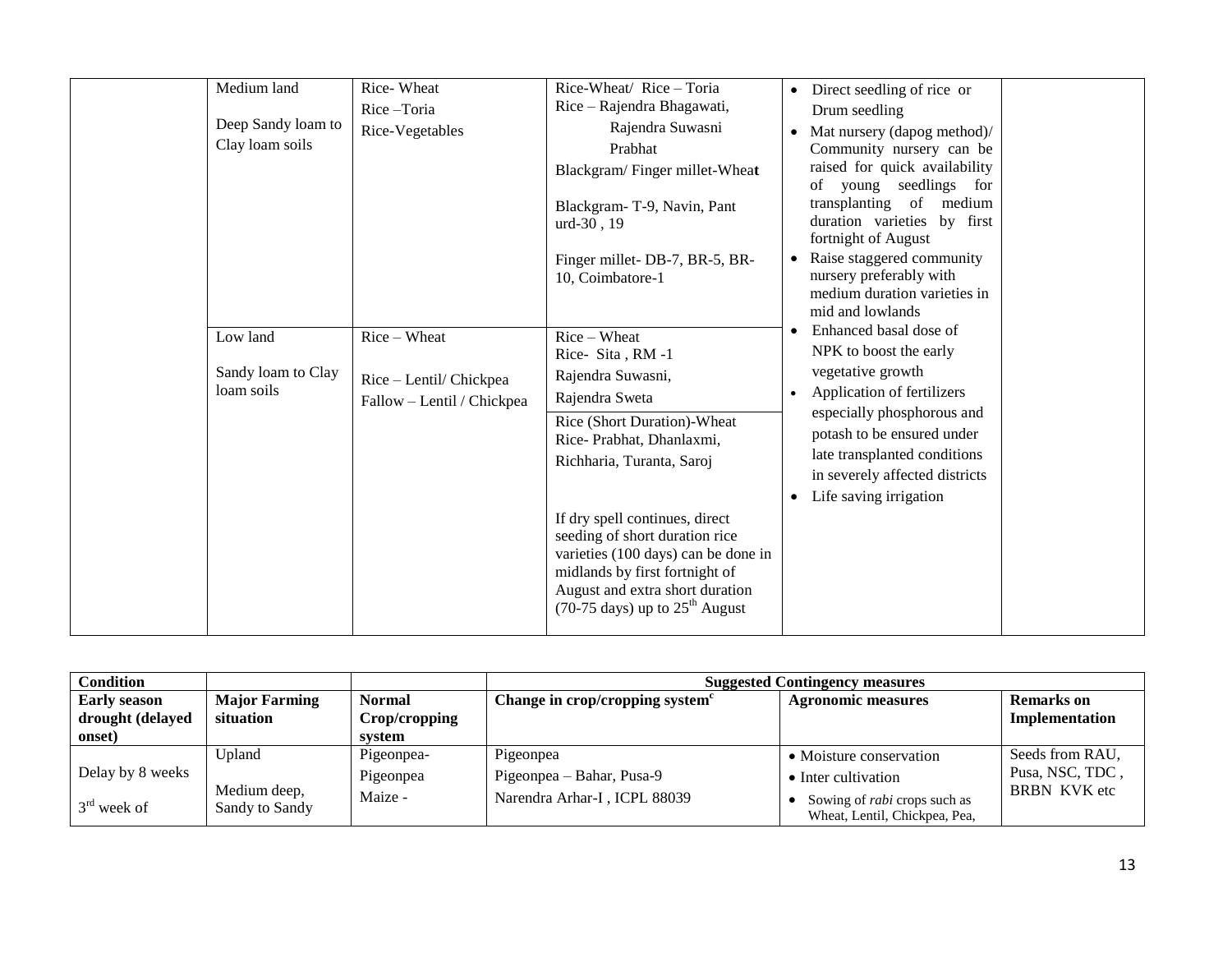| | Medium land<br><br>Deep Sandy loam to Clay loam soils | Rice- Wheat<br>Rice –Toria<br>Rice-Vegetables | Rice-Wheat/ Rice – Toria<br>Rice – Rajendra Bhagawati, Rajendra Suwasni Prabhat<br>Blackgram/ Finger millet-Wheat<br><br>Blackgram- T-9, Navin, Pant urd-30 , 19<br><br>Finger millet- DB-7, BR-5, BR-10, Coimbatore-1 | • Direct seedling of rice or Drum seedling<br>• Mat nursery (dapog method)/ Community nursery can be raised for quick availability of young seedlings for transplanting of medium duration varieties by first fortnight of August<br>• Raise staggered community nursery preferably with medium duration varieties in mid and lowlands<br>• Enhanced basal dose of NPK to boost the early vegetative growth<br>• Application of fertilizers especially phosphorous and potash to be ensured under late transplanted conditions in severely affected districts<br>• Life saving irrigation | |
|---|---|---|---|---|---|
| | Low land<br><br>Sandy loam to Clay loam soils | Rice – Wheat<br><br>Rice – Lentil/ Chickpea<br>Fallow – Lentil / Chickpea | Rice – Wheat<br>Rice- Sita , RM -1<br>Rajendra Suwasni,<br>Rajendra Sweta<br><br>Rice (Short Duration)-Wheat<br>Rice- Prabhat, Dhanlaxmi, Richharia, Turanta, Saroj<br><br>If dry spell continues, direct seeding of short duration rice varieties (100 days) can be done in midlands by first fortnight of August and extra short duration (70-75 days) up to 25[th] August | | |

| Condition | | | Suggested Contingency measures | | |
|---|---|---|---|---|---|
| **Early season drought (delayed onset)** | **Major Farming situation** | **Normal Crop/cropping system** | **Change in crop/cropping system[c]** | **Agronomic measures** | **Remarks on Implementation** |
| Delay by 8 weeks<br><br>3[rd] week of | Upland<br><br>Medium deep, Sandy to Sandy | Pigeonpea-<br>Pigeonpea<br>Maize - | Pigeonpea<br>Pigeonpea – Bahar, Pusa-9<br>Narendra Arhar-I , ICPL 88039 | • Moisture conservation<br>• Inter cultivation<br>• Sowing of *rabi* crops such as Wheat, Lentil, Chickpea, Pea, | Seeds from RAU, Pusa, NSC, TDC , BRBN KVK etc |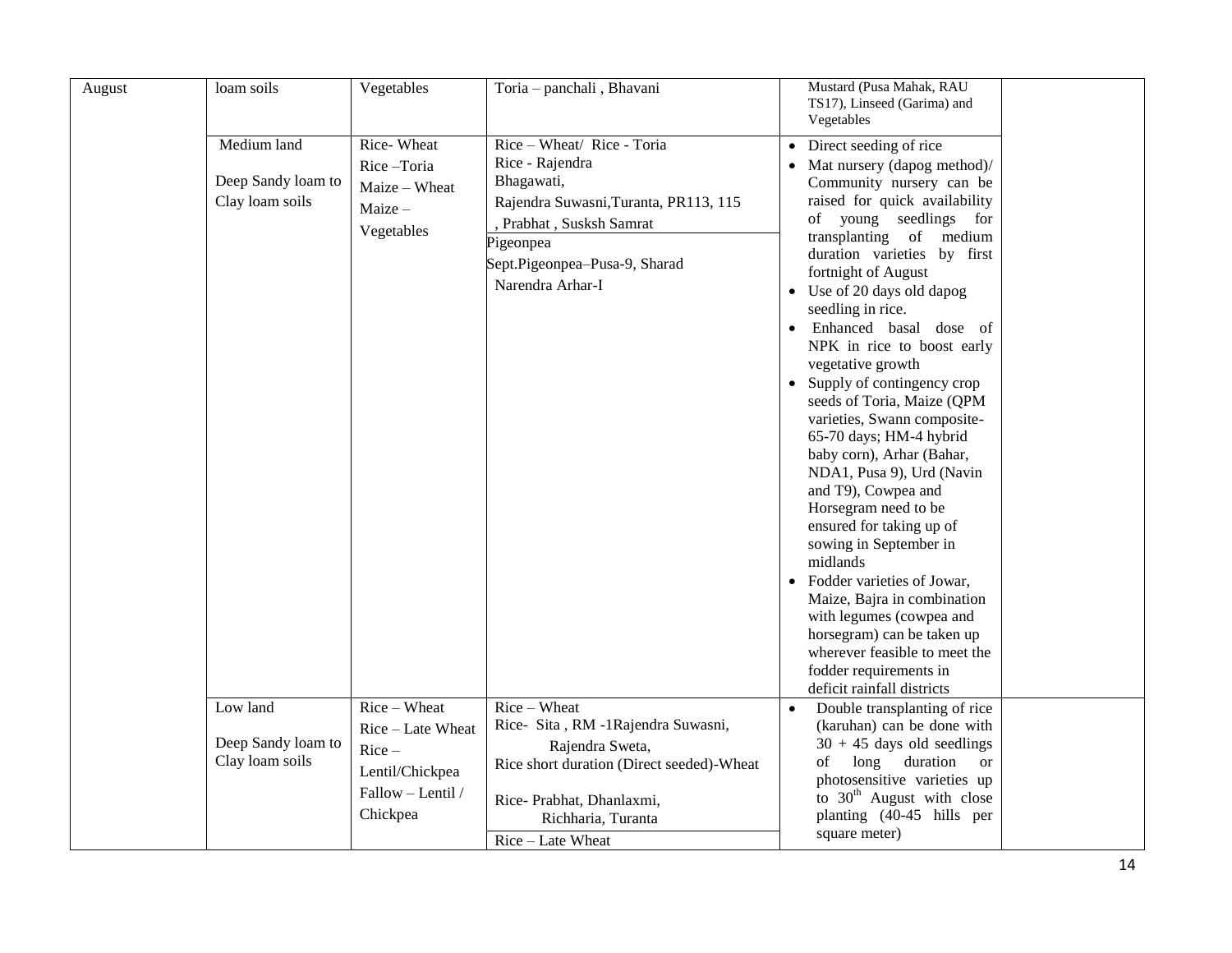| August | loam soils | Vegetables | Toria – panchali , Bhavani | Mustard (Pusa Mahak, RAU TS17), Linseed (Garima) and Vegetables | |
|---|---|---|---|---|---|
| | Medium land<br><br>Deep Sandy loam to Clay loam soils | Rice- Wheat<br>Rice –Toria<br>Maize – Wheat<br>Maize – Vegetables | Rice – Wheat/ Rice - Toria<br>Rice - Rajendra Bhagawati, Rajendra Suwasni,Turanta, PR113, 115 , Prabhat , Susksh Samrat<br><br>Pigeonpea<br>Sept.Pigeonpea–Pusa-9, Sharad Narendra Arhar-I | • Direct seeding of rice<br>• Mat nursery (dapog method)/ Community nursery can be raised for quick availability of young seedlings for transplanting of medium duration varieties by first fortnight of August<br>• Use of 20 days old dapog seedling in rice.<br>• Enhanced basal dose of NPK in rice to boost early vegetative growth<br>• Supply of contingency crop seeds of Toria, Maize (QPM varieties, Swann composite-65-70 days; HM-4 hybrid baby corn), Arhar (Bahar, NDA1, Pusa 9), Urd (Navin and T9), Cowpea and Horsegram need to be ensured for taking up of sowing in September in midlands<br>• Fodder varieties of Jowar, Maize, Bajra in combination with legumes (cowpea and horsegram) can be taken up wherever feasible to meet the fodder requirements in deficit rainfall districts | |
| | Low land<br><br>Deep Sandy loam to Clay loam soils | Rice – Wheat<br>Rice – Late Wheat<br>Rice – Lentil/Chickpea<br>Fallow – Lentil / Chickpea | Rice – Wheat<br>Rice- Sita , RM -1Rajendra Suwasni, Rajendra Sweta,<br>Rice short duration (Direct seeded)-Wheat<br><br>Rice- Prabhat, Dhanlaxmi, Richharia, Turanta<br><br>Rice – Late Wheat | • Double transplanting of rice (karuhan) can be done with 30 + 45 days old seedlings of long duration or photosensitive varieties up to 30th August with close planting (40-45 hills per square meter) | |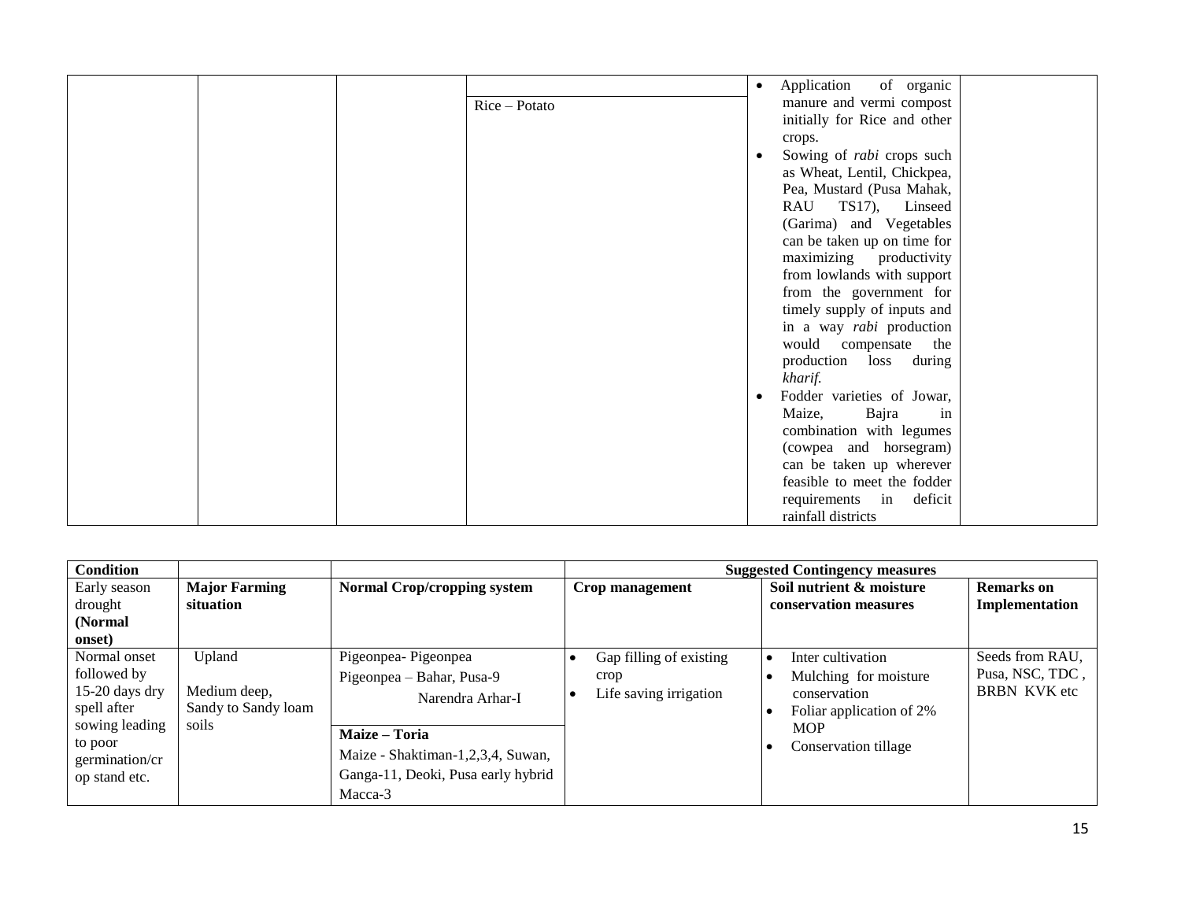| | | | | | |
|---|---|---|---|---|---|
| | | | Rice – Potato | • Application of organic manure and vermi compost initially for Rice and other crops.<br>• Sowing of *rabi* crops such as Wheat, Lentil, Chickpea, Pea, Mustard (Pusa Mahak, RAU TS17), Linseed (Garima) and Vegetables can be taken up on time for maximizing productivity from lowlands with support from the government for timely supply of inputs and in a way *rabi* production would compensate the production loss during *kharif.*<br>• Fodder varieties of Jowar, Maize, Bajra in combination with legumes (cowpea and horsegram) can be taken up wherever feasible to meet the fodder requirements in deficit rainfall districts | |

| **Condition** | | | **Suggested Contingency measures** | | |
|---|---|---|---|---|---|
| Early season drought **(Normal onset)** | **Major Farming situation** | **Normal Crop/cropping system** | **Crop management** | **Soil nutrient & moisture conservation measures** | **Remarks on Implementation** |
| Normal onset followed by 15-20 days dry spell after sowing leading to poor germination/crop stand etc. | Upland<br><br>Medium deep, Sandy to Sandy loam soils | Pigeonpea- Pigeonpea<br>Pigeonpea – Bahar, Pusa-9<br>Narendra Arhar-I<br><br>**Maize – Toria**<br>Maize - Shaktiman-1,2,3,4, Suwan, Ganga-11, Deoki, Pusa early hybrid Macca-3 | • Gap filling of existing crop<br>• Life saving irrigation | • Inter cultivation<br>• Mulching for moisture conservation<br>• Foliar application of 2% MOP<br>• Conservation tillage | Seeds from RAU, Pusa, NSC, TDC , BRBN KVK etc |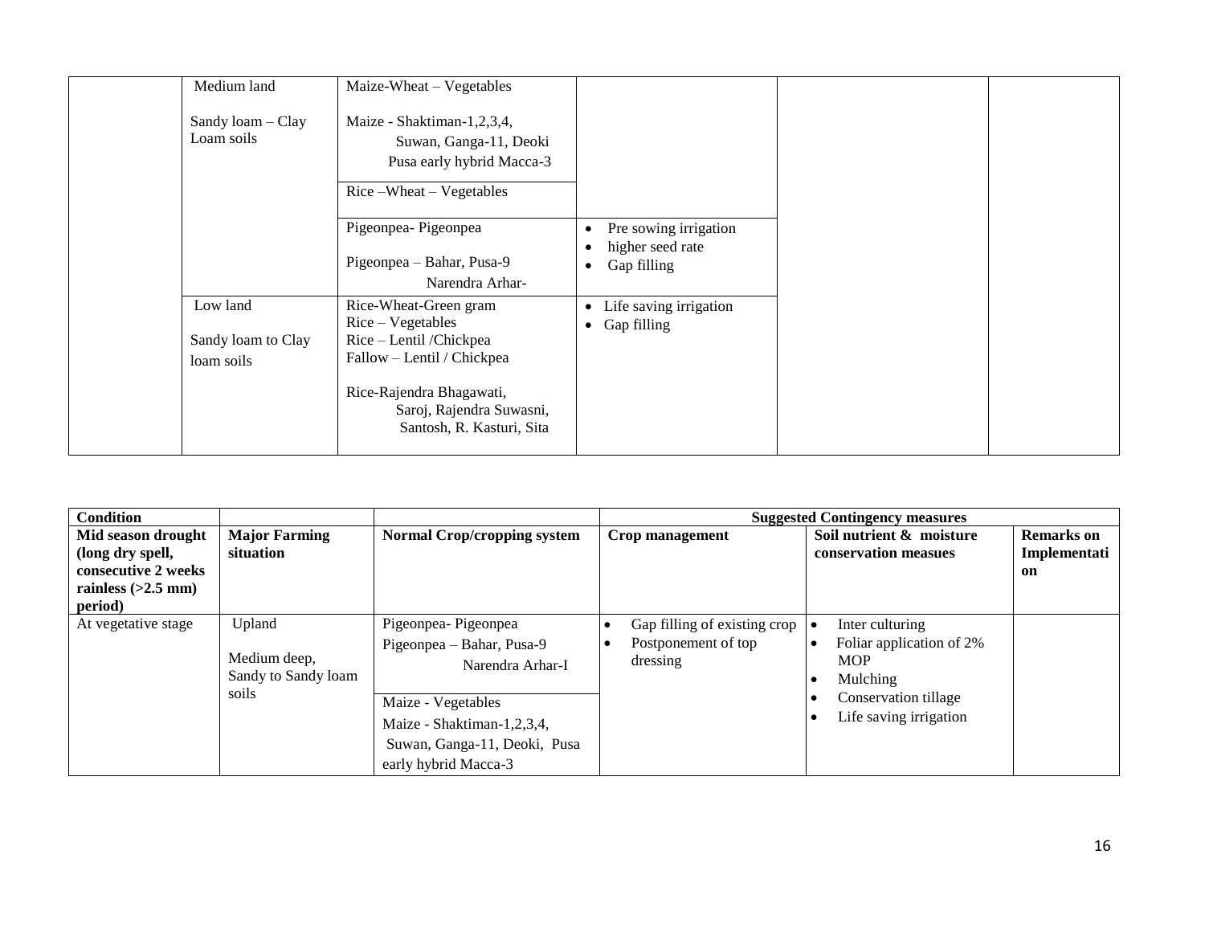|  | Medium land<br><br>Sandy loam – Clay Loam soils | Maize-Wheat – Vegetables<br><br>Maize - Shaktiman-1,2,3,4, Suwan, Ganga-11, Deoki Pusa early hybrid Macca-3 |  |  |  |
|---|---|---|---|---|---|
|  |  | Rice –Wheat – Vegetables |  |  |  |
|  |  | Pigeonpea- Pigeonpea<br><br>Pigeonpea – Bahar, Pusa-9 Narendra Arhar- | • Pre sowing irrigation<br>• higher seed rate<br>• Gap filling |  |  |
|  | Low land<br><br>Sandy loam to Clay loam soils | Rice-Wheat-Green gram<br>Rice – Vegetables<br>Rice – Lentil /Chickpea<br>Fallow – Lentil / Chickpea<br><br>Rice-Rajendra Bhagawati, Saroj, Rajendra Suwasni, Santosh, R. Kasturi, Sita | • Life saving irrigation<br>• Gap filling |  |  |

| Condition |  |  | Suggested Contingency measures |  |  |
|---|---|---|---|---|---|
| **Mid season drought (long dry spell, consecutive 2 weeks rainless (>2.5 mm) period)** | **Major Farming situation** | **Normal Crop/cropping system** | **Crop management** | **Soil nutrient & moisture conservation measues** | **Remarks on Implementation** |
| At vegetative stage | Upland<br><br>Medium deep, Sandy to Sandy loam soils | Pigeonpea- Pigeonpea<br>Pigeonpea – Bahar, Pusa-9 Narendra Arhar-I | • Gap filling of existing crop<br>• Postponement of top dressing | • Inter culturing<br>• Foliar application of 2% MOP<br>• Mulching<br>• Conservation tillage<br>• Life saving irrigation |  |
|  |  | Maize - Vegetables<br>Maize - Shaktiman-1,2,3,4, Suwan, Ganga-11, Deoki, Pusa early hybrid Macca-3 |  |  |  |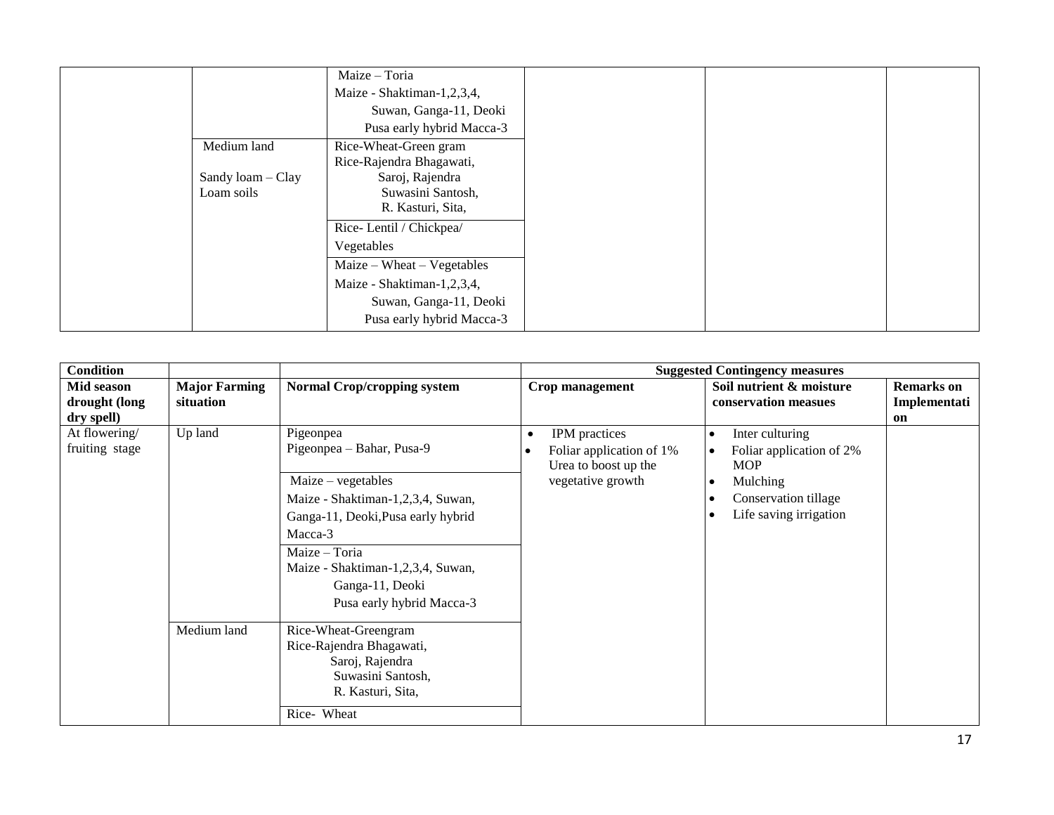| | | | | | |
|---|---|---|---|---|---|
| | | Maize – Toria<br>Maize - Shaktiman-1,2,3,4, Suwan, Ganga-11, Deoki Pusa early hybrid Macca-3 | | | |
| | Medium land<br><br>Sandy loam – Clay Loam soils | Rice-Wheat-Green gram<br>Rice-Rajendra Bhagawati, Saroj, Rajendra Suwasini Santosh, R. Kasturi, Sita, | | | |
| | | Rice- Lentil / Chickpea/ Vegetables | | | |
| | | Maize – Wheat – Vegetables<br>Maize - Shaktiman-1,2,3,4, Suwan, Ganga-11, Deoki Pusa early hybrid Macca-3 | | | |

| Condition | | | Suggested Contingency measures | | |
|---|---|---|---|---|---|
| **Mid season drought (long dry spell)** | **Major Farming situation** | **Normal Crop/cropping system** | **Crop management** | **Soil nutrient & moisture conservation measues** | **Remarks on Implementation** |
| At flowering/ fruiting stage | Up land | Pigeonpea<br>Pigeonpea – Bahar, Pusa-9 | • IPM practices<br>• Foliar application of 1% Urea to boost up the vegetative growth | • Inter culturing<br>• Foliar application of 2% MOP<br>• Mulching<br>• Conservation tillage<br>• Life saving irrigation | |
| | | Maize – vegetables<br>Maize - Shaktiman-1,2,3,4, Suwan, Ganga-11, Deoki,Pusa early hybrid Macca-3 | | | |
| | | Maize – Toria<br>Maize - Shaktiman-1,2,3,4, Suwan, Ganga-11, Deoki Pusa early hybrid Macca-3 | | | |
| | Medium land | Rice-Wheat-Greengram<br>Rice-Rajendra Bhagawati, Saroj, Rajendra Suwasini Santosh, R. Kasturi, Sita, | | | |
| | | Rice- Wheat | | | |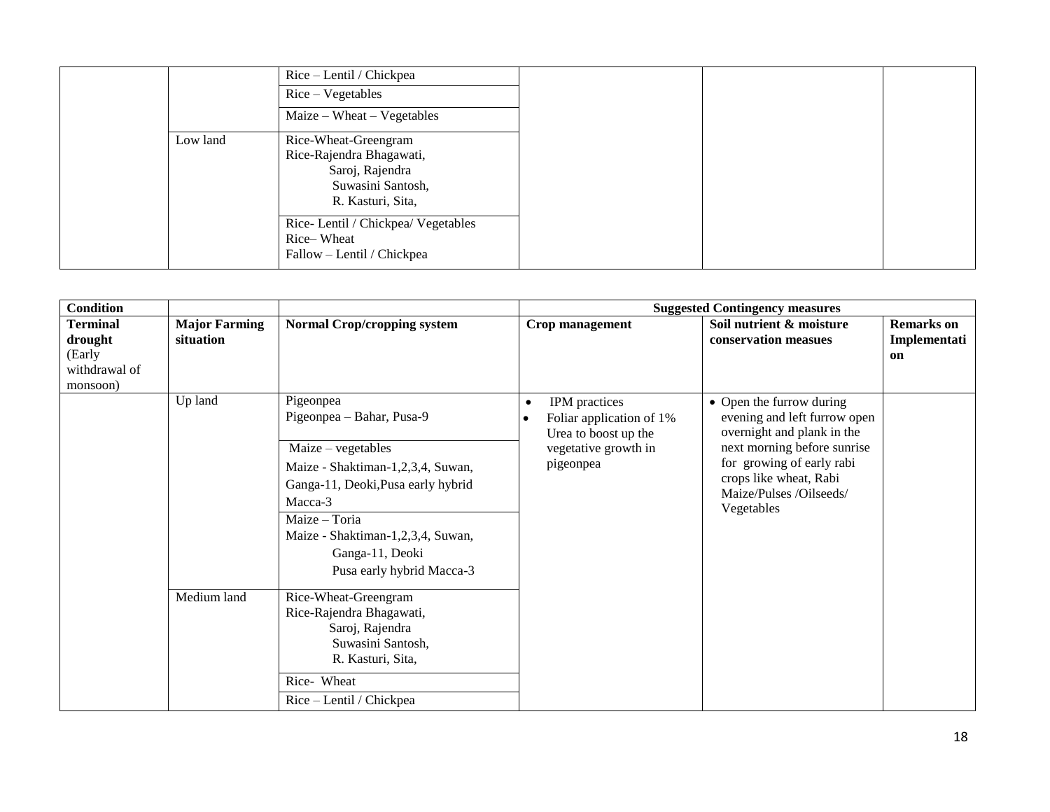| | | | | | |
|---|---|---|---|---|---|
| | | Rice – Lentil / Chickpea | | | |
| | | Rice – Vegetables | | | |
| | | Maize – Wheat – Vegetables | | | |
| | Low land | Rice-Wheat-Greengram<br>Rice-Rajendra Bhagawati, Saroj, Rajendra Suwasini Santosh, R. Kasturi, Sita, | | | |
| | | Rice- Lentil / Chickpea/ Vegetables<br>Rice– Wheat<br>Fallow – Lentil / Chickpea | | | |

| **Condition** | | | **Suggested Contingency measures** | | |
|---|---|---|---|---|---|
| **Terminal drought** (Early withdrawal of monsoon) | **Major Farming situation** | **Normal Crop/cropping system** | **Crop management** | **Soil nutrient & moisture conservation measues** | **Remarks on Implementation** |
| | Up land | Pigeonpea<br>Pigeonpea – Bahar, Pusa-9 | • IPM practices<br>• Foliar application of 1% Urea to boost up the vegetative growth in pigeonpea | • Open the furrow during evening and left furrow open overnight and plank in the next morning before sunrise for growing of early rabi crops like wheat, Rabi Maize/Pulses /Oilseeds/ Vegetables | |
| | | Maize – vegetables<br>Maize - Shaktiman-1,2,3,4, Suwan, Ganga-11, Deoki,Pusa early hybrid Macca-3 | | | |
| | | Maize – Toria<br>Maize - Shaktiman-1,2,3,4, Suwan, Ganga-11, Deoki Pusa early hybrid Macca-3 | | | |
| | Medium land | Rice-Wheat-Greengram<br>Rice-Rajendra Bhagawati, Saroj, Rajendra Suwasini Santosh, R. Kasturi, Sita, | | | |
| | | Rice- Wheat | | | |
| | | Rice – Lentil / Chickpea | | | |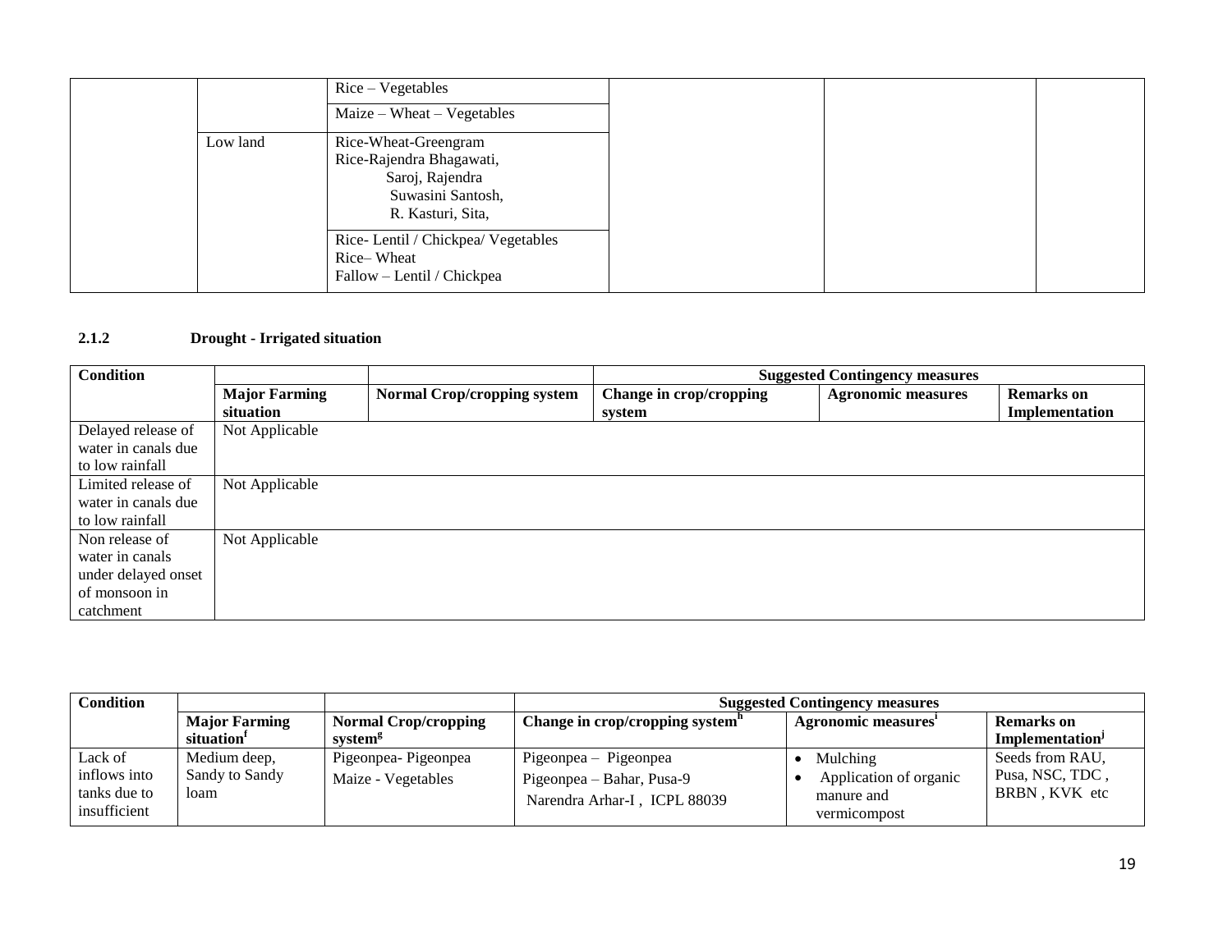| | | | | | |
|---|---|---|---|---|---|
| | | Rice – Vegetables | | | |
| | | Maize – Wheat – Vegetables | | | |
| | Low land | Rice-Wheat-Greengram<br>Rice-Rajendra Bhagawati, Saroj, Rajendra Suwasini Santosh, R. Kasturi, Sita, | | | |
| | | Rice- Lentil / Chickpea/ Vegetables<br>Rice– Wheat<br>Fallow – Lentil / Chickpea | | | |

### 2.1.2 Drought - Irrigated situation

| Condition | | | Suggested Contingency measures | | |
|---|---|---|---|---|---|
| | **Major Farming situation** | **Normal Crop/cropping system** | **Change in crop/cropping system** | **Agronomic measures** | **Remarks on Implementation** |
| Delayed release of water in canals due to low rainfall | Not Applicable | | | | |
| Limited release of water in canals due to low rainfall | Not Applicable | | | | |
| Non release of water in canals under delayed onset of monsoon in catchment | Not Applicable | | | | |

| Condition | | | Suggested Contingency measures | | |
|---|---|---|---|---|---|
| | **Major Farming situation[f]** | **Normal Crop/cropping system[g]** | **Change in crop/cropping system[h]** | **Agronomic measures[i]** | **Remarks on Implementation[j]** |
| Lack of inflows into tanks due to insufficient | Medium deep, Sandy to Sandy loam | Pigeonpea- Pigeonpea<br>Maize - Vegetables | Pigeonpea – Pigeonpea<br>Pigeonpea – Bahar, Pusa-9<br>Narendra Arhar-I , ICPL 88039 | • Mulching<br>• Application of organic manure and vermicompost | Seeds from RAU, Pusa, NSC, TDC , BRBN , KVK etc |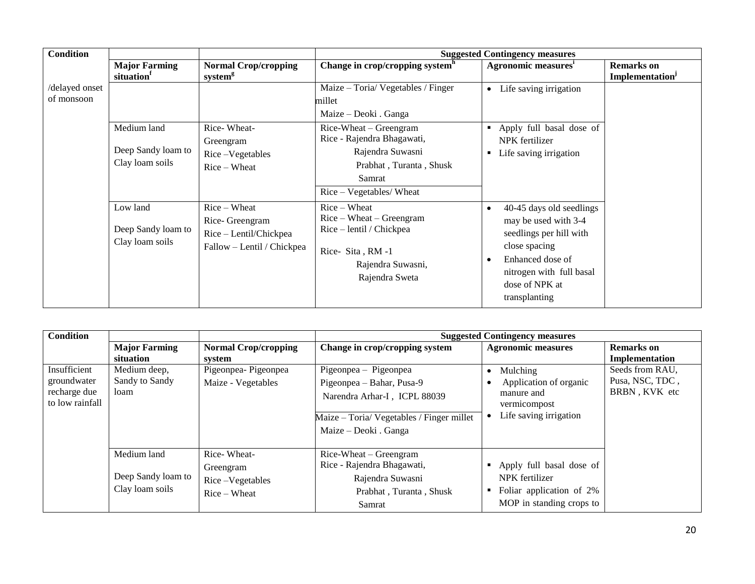| Condition | | | Suggested Contingency measures | | |
|---|---|---|---|---|---|
| | Major Farming situation[f] | Normal Crop/cropping system[g] | Change in crop/cropping system[h] | Agronomic measures[i] | Remarks on Implementation[j] |
| /delayed onset of monsoon | | | Maize – Toria/ Vegetables / Finger millet<br>Maize – Deoki . Ganga | • Life saving irrigation | |
| | Medium land<br><br>Deep Sandy loam to Clay loam soils | Rice- Wheat- Greengram<br>Rice –Vegetables<br>Rice – Wheat | Rice-Wheat – Greengram<br>Rice - Rajendra Bhagawati, Rajendra Suwasni Prabhat , Turanta , Shusk Samrat<br>Rice – Vegetables/ Wheat | ▪ Apply full basal dose of NPK fertilizer<br>▪ Life saving irrigation | |
| | Low land<br><br>Deep Sandy loam to Clay loam soils | Rice – Wheat<br>Rice- Greengram<br>Rice – Lentil/Chickpea<br>Fallow – Lentil / Chickpea | Rice – Wheat<br>Rice – Wheat – Greengram<br>Rice – lentil / Chickpea<br><br>Rice- Sita , RM -1 Rajendra Suwasni, Rajendra Sweta | • 40-45 days old seedlings may be used with 3-4 seedlings per hill with close spacing<br>• Enhanced dose of nitrogen with full basal dose of NPK at transplanting | |

| Condition | | | Suggested Contingency measures | | |
|---|---|---|---|---|---|
| | Major Farming situation | Normal Crop/cropping system | Change in crop/cropping system | Agronomic measures | Remarks on Implementation |
| Insufficient groundwater recharge due to low rainfall | Medium deep, Sandy to Sandy loam | Pigeonpea- Pigeonpea<br>Maize - Vegetables | Pigeonpea – Pigeonpea<br>Pigeonpea – Bahar, Pusa-9<br>Narendra Arhar-I , ICPL 88039<br>Maize – Toria/ Vegetables / Finger millet<br>Maize – Deoki . Ganga | • Mulching<br>• Application of organic manure and vermicompost<br>• Life saving irrigation | Seeds from RAU, Pusa, NSC, TDC , BRBN , KVK etc |
| | Medium land<br><br>Deep Sandy loam to Clay loam soils | Rice- Wheat- Greengram<br>Rice –Vegetables<br>Rice – Wheat | Rice-Wheat – Greengram<br>Rice - Rajendra Bhagawati, Rajendra Suwasni Prabhat , Turanta , Shusk Samrat | ▪ Apply full basal dose of NPK fertilizer<br>▪ Foliar application of 2% MOP in standing crops to | |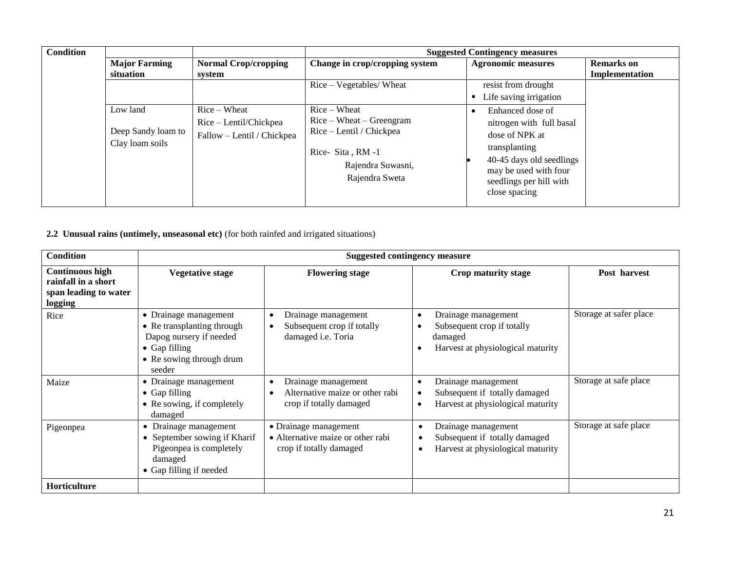| Condition | | | Suggested Contingency measures | | |
|---|---|---|---|---|---|
| | Major Farming situation | Normal Crop/cropping system | Change in crop/cropping system | Agronomic measures | Remarks on Implementation |
| | | | Rice – Vegetables/ Wheat | resist from drought<br>▪ Life saving irrigation | |
| | Low land<br><br>Deep Sandy loam to Clay loam soils | Rice – Wheat<br>Rice – Lentil/Chickpea<br>Fallow – Lentil / Chickpea | Rice – Wheat<br>Rice – Wheat – Greengram<br>Rice – Lentil / Chickpea<br><br>Rice- Sita , RM -1<br>Rajendra Suwasni,<br>Rajendra Sweta | • Enhanced dose of nitrogen with full basal dose of NPK at transplanting<br>• 40-45 days old seedlings may be used with four seedlings per hill with close spacing | |

**2.2 Unusual rains (untimely, unseasonal etc)** (for both rainfed and irrigated situations)

| Condition | Suggested contingency measure | | | |
|---|---|---|---|---|
| **Continuous high rainfall in a short span leading to water logging** | **Vegetative stage** | **Flowering stage** | **Crop maturity stage** | **Post harvest** |
| Rice | • Drainage management<br>• Re transplanting through Dapog nursery if needed<br>• Gap filling<br>• Re sowing through drum seeder | • Drainage management<br>• Subsequent crop if totally damaged i.e. Toria | • Drainage management<br>• Subsequent crop if totally damaged<br>• Harvest at physiological maturity | Storage at safer place |
| Maize | • Drainage management<br>• Gap filling<br>• Re sowing, if completely damaged | • Drainage management<br>• Alternative maize or other rabi crop if totally damaged | • Drainage management<br>• Subsequent if totally damaged<br>• Harvest at physiological maturity | Storage at safe place |
| Pigeonpea | • Drainage management<br>• September sowing if Kharif Pigeonpea is completely damaged<br>• Gap filling if needed | • Drainage management<br>• Alternative maize or other rabi crop if totally damaged | • Drainage management<br>• Subsequent if totally damaged<br>• Harvest at physiological maturity | Storage at safe place |
| **Horticulture** | | | | |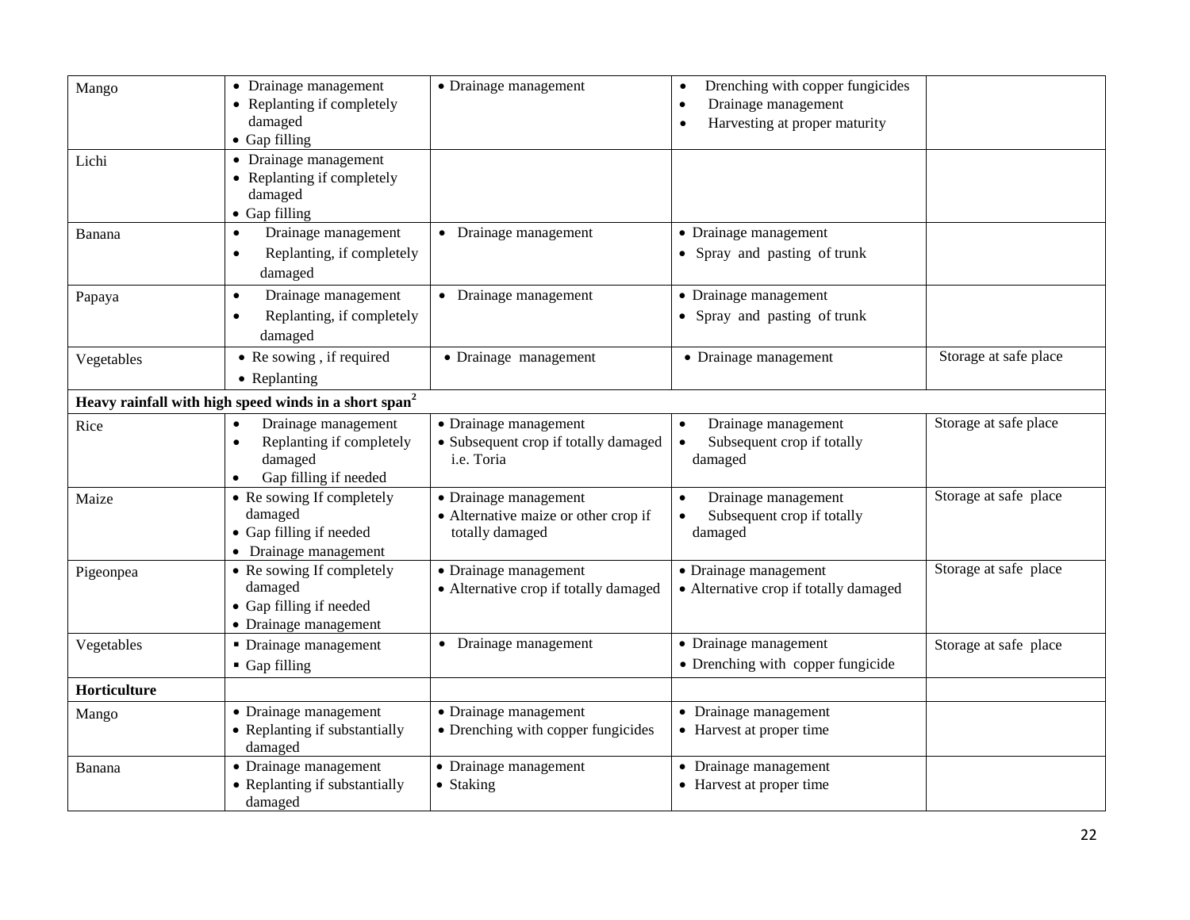| | | | | |
|---|---|---|---|---|
| Mango | • Drainage management<br>• Replanting if completely damaged<br>• Gap filling | • Drainage management | • Drenching with copper fungicides<br>• Drainage management<br>• Harvesting at proper maturity | |
| Lichi | • Drainage management<br>• Replanting if completely damaged<br>• Gap filling | | | |
| Banana | • Drainage management<br>• Replanting, if completely damaged | • Drainage management | • Drainage management<br>• Spray and pasting of trunk | |
| Papaya | • Drainage management<br>• Replanting, if completely damaged | • Drainage management | • Drainage management<br>• Spray and pasting of trunk | |
| Vegetables | • Re sowing , if required<br>• Replanting | • Drainage management | • Drainage management | Storage at safe place |
| **Heavy rainfall with high speed winds in a short span[2]** | | | | |
| Rice | • Drainage management<br>• Replanting if completely damaged<br>• Gap filling if needed | • Drainage management<br>• Subsequent crop if totally damaged i.e. Toria | • Drainage management<br>• Subsequent crop if totally damaged | Storage at safe place |
| Maize | • Re sowing If completely damaged<br>• Gap filling if needed<br>• Drainage management | • Drainage management<br>• Alternative maize or other crop if totally damaged | • Drainage management<br>• Subsequent crop if totally damaged | Storage at safe place |
| Pigeonpea | • Re sowing If completely damaged<br>• Gap filling if needed<br>• Drainage management | • Drainage management<br>• Alternative crop if totally damaged | • Drainage management<br>• Alternative crop if totally damaged | Storage at safe place |
| Vegetables | ▪ Drainage management<br>▪ Gap filling | • Drainage management | • Drainage management<br>• Drenching with copper fungicide | Storage at safe place |
| **Horticulture** | | | | |
| Mango | • Drainage management<br>• Replanting if substantially damaged | • Drainage management<br>• Drenching with copper fungicides | • Drainage management<br>• Harvest at proper time | |
| Banana | • Drainage management<br>• Replanting if substantially damaged | • Drainage management<br>• Staking | • Drainage management<br>• Harvest at proper time | |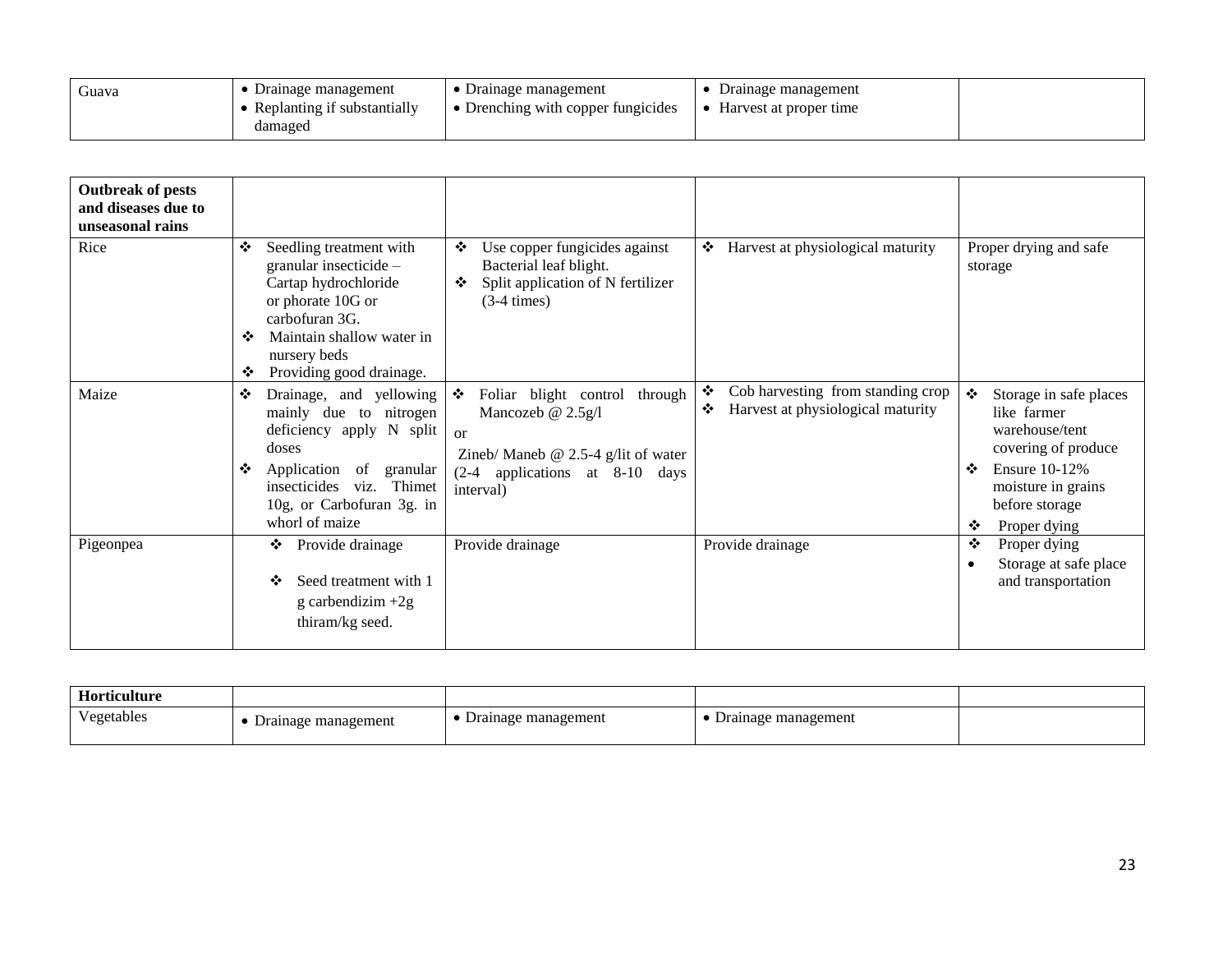| Guava | • Drainage management<br>• Replanting if substantially damaged | • Drainage management<br>• Drenching with copper fungicides | • Drainage management<br>• Harvest at proper time | |
|---|---|---|---|---|

| **Outbreak of pests and diseases due to unseasonal rains** | | | | |
|---|---|---|---|---|
| Rice | ❖ Seedling treatment with granular insecticide – Cartap hydrochloride or phorate 10G or carbofuran 3G.<br>❖ Maintain shallow water in nursery beds<br>❖ Providing good drainage. | ❖ Use copper fungicides against Bacterial leaf blight.<br>❖ Split application of N fertilizer (3-4 times) | ❖ Harvest at physiological maturity | Proper drying and safe storage |
| Maize | ❖ Drainage, and yellowing mainly due to nitrogen deficiency apply N split doses<br>❖ Application of granular insecticides viz. Thimet 10g, or Carbofuran 3g. in whorl of maize | ❖ Foliar blight control through Mancozeb @ 2.5g/l<br>or<br>Zineb/ Maneb @ 2.5-4 g/lit of water (2-4 applications at 8-10 days interval) | ❖ Cob harvesting from standing crop<br>❖ Harvest at physiological maturity | ❖ Storage in safe places like farmer warehouse/tent covering of produce<br>❖ Ensure 10-12% moisture in grains before storage<br>❖ Proper dying |
| Pigeonpea | ❖ Provide drainage<br>❖ Seed treatment with 1 g carbendizim +2g thiram/kg seed. | Provide drainage | Provide drainage | ❖ Proper dying<br>• Storage at safe place and transportation |

| **Horticulture** | | | | |
|---|---|---|---|---|
| Vegetables | • Drainage management | • Drainage management | • Drainage management | |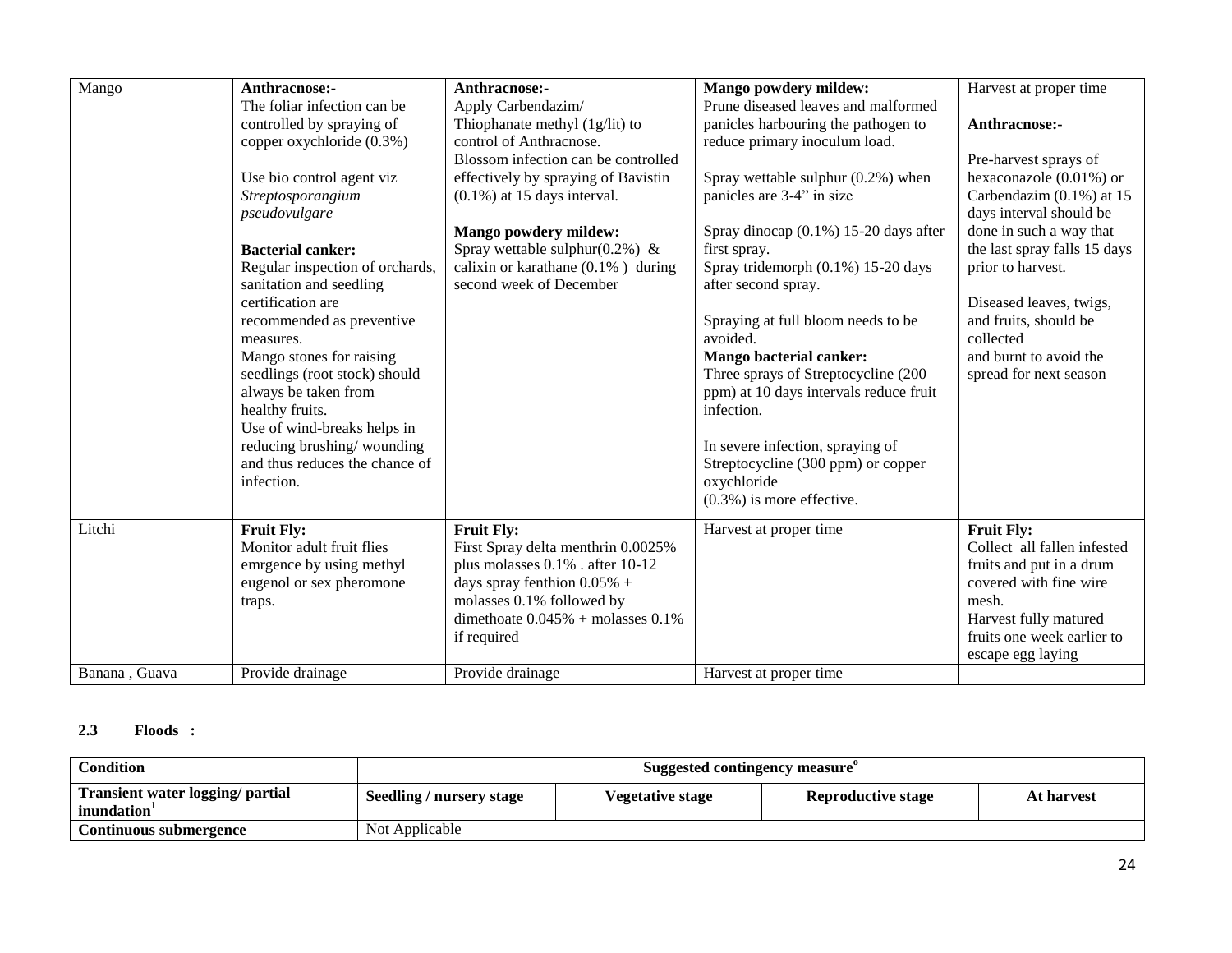| Mango | **Anthracnose:-**<br>The foliar infection can be controlled by spraying of copper oxychloride (0.3%)<br><br>Use bio control agent viz *Streptosporangium pseudovulgare*<br><br>**Bacterial canker:**<br>Regular inspection of orchards, sanitation and seedling certification are recommended as preventive measures.<br>Mango stones for raising seedlings (root stock) should always be taken from healthy fruits.<br>Use of wind-breaks helps in reducing brushing/ wounding and thus reduces the chance of infection. | **Anthracnose:-**<br>Apply Carbendazim/ Thiophanate methyl (1g/lit) to control of Anthracnose.<br>Blossom infection can be controlled effectively by spraying of Bavistin (0.1%) at 15 days interval.<br><br>**Mango powdery mildew:**<br>Spray wettable sulphur(0.2%) & calixin or karathane (0.1% ) during second week of December | **Mango powdery mildew:**<br>Prune diseased leaves and malformed panicles harbouring the pathogen to reduce primary inoculum load.<br><br>Spray wettable sulphur (0.2%) when panicles are 3-4" in size<br><br>Spray dinocap (0.1%) 15-20 days after first spray.<br>Spray tridemorph (0.1%) 15-20 days after second spray.<br><br>Spraying at full bloom needs to be avoided.<br>**Mango bacterial canker:**<br>Three sprays of Streptocycline (200 ppm) at 10 days intervals reduce fruit infection.<br><br>In severe infection, spraying of Streptocycline (300 ppm) or copper oxychloride<br>(0.3%) is more effective. | Harvest at proper time<br><br>**Anthracnose:-**<br><br>Pre-harvest sprays of hexaconazole (0.01%) or Carbendazim (0.1%) at 15 days interval should be done in such a way that the last spray falls 15 days prior to harvest.<br><br>Diseased leaves, twigs, and fruits, should be collected<br>and burnt to avoid the spread for next season |
|---|---|---|---|---|
| Litchi | **Fruit Fly:**<br>Monitor adult fruit flies emrgence by using methyl eugenol or sex pheromone traps. | **Fruit Fly:**<br>First Spray delta menthrin 0.0025% plus molasses 0.1% . after 10-12 days spray fenthion 0.05% + molasses 0.1% followed by dimethoate 0.045% + molasses 0.1% if required | Harvest at proper time | **Fruit Fly:**<br>Collect all fallen infested fruits and put in a drum covered with fine wire mesh.<br>Harvest fully matured fruits one week earlier to escape egg laying |
| Banana , Guava | Provide drainage | Provide drainage | Harvest at proper time | |

**2.3 Floods :**

| Condition | Suggested contingency measure[o] | | | |
|---|---|---|---|---|
| **Transient water logging/ partial inundation[1]** | **Seedling / nursery stage** | **Vegetative stage** | **Reproductive stage** | **At harvest** |
| **Continuous submergence** | Not Applicable | | | |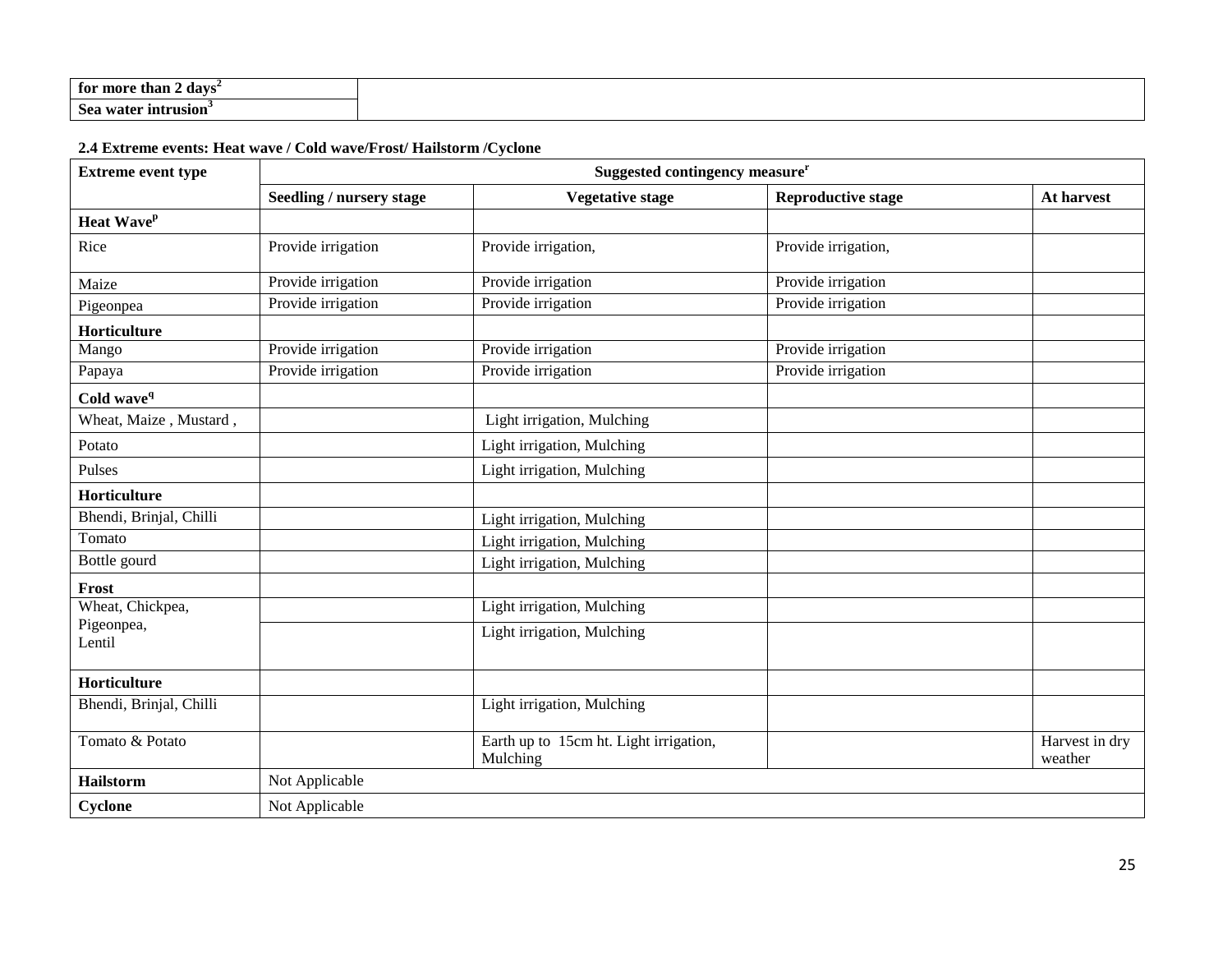| for more than 2 days[2] | |
|---|---|
| Sea water intrusion[3] | |

**2.4 Extreme events: Heat wave / Cold wave/Frost/ Hailstorm /Cyclone**

| Extreme event type | Suggested contingency measure[r] | | | |
|---|---|---|---|---|
| | Seedling / nursery stage | Vegetative stage | Reproductive stage | At harvest |
| **Heat Wave[p]** | | | | |
| Rice | Provide irrigation | Provide irrigation, | Provide irrigation, | |
| Maize | Provide irrigation | Provide irrigation | Provide irrigation | |
| Pigeonpea | Provide irrigation | Provide irrigation | Provide irrigation | |
| **Horticulture** | | | | |
| Mango | Provide irrigation | Provide irrigation | Provide irrigation | |
| Papaya | Provide irrigation | Provide irrigation | Provide irrigation | |
| **Cold wave[q]** | | | | |
| Wheat, Maize , Mustard , | | Light irrigation, Mulching | | |
| Potato | | Light irrigation, Mulching | | |
| Pulses | | Light irrigation, Mulching | | |
| **Horticulture** | | | | |
| Bhendi, Brinjal, Chilli | | Light irrigation, Mulching | | |
| Tomato | | Light irrigation, Mulching | | |
| Bottle gourd | | Light irrigation, Mulching | | |
| **Frost** | | | | |
| Wheat, Chickpea, Pigeonpea, Lentil | | Light irrigation, Mulching | | |
| | | Light irrigation, Mulching | | |
| **Horticulture** | | | | |
| Bhendi, Brinjal, Chilli | | Light irrigation, Mulching | | |
| Tomato & Potato | | Earth up to 15cm ht. Light irrigation, Mulching | | Harvest in dry weather |
| **Hailstorm** | Not Applicable | | | |
| **Cyclone** | Not Applicable | | | |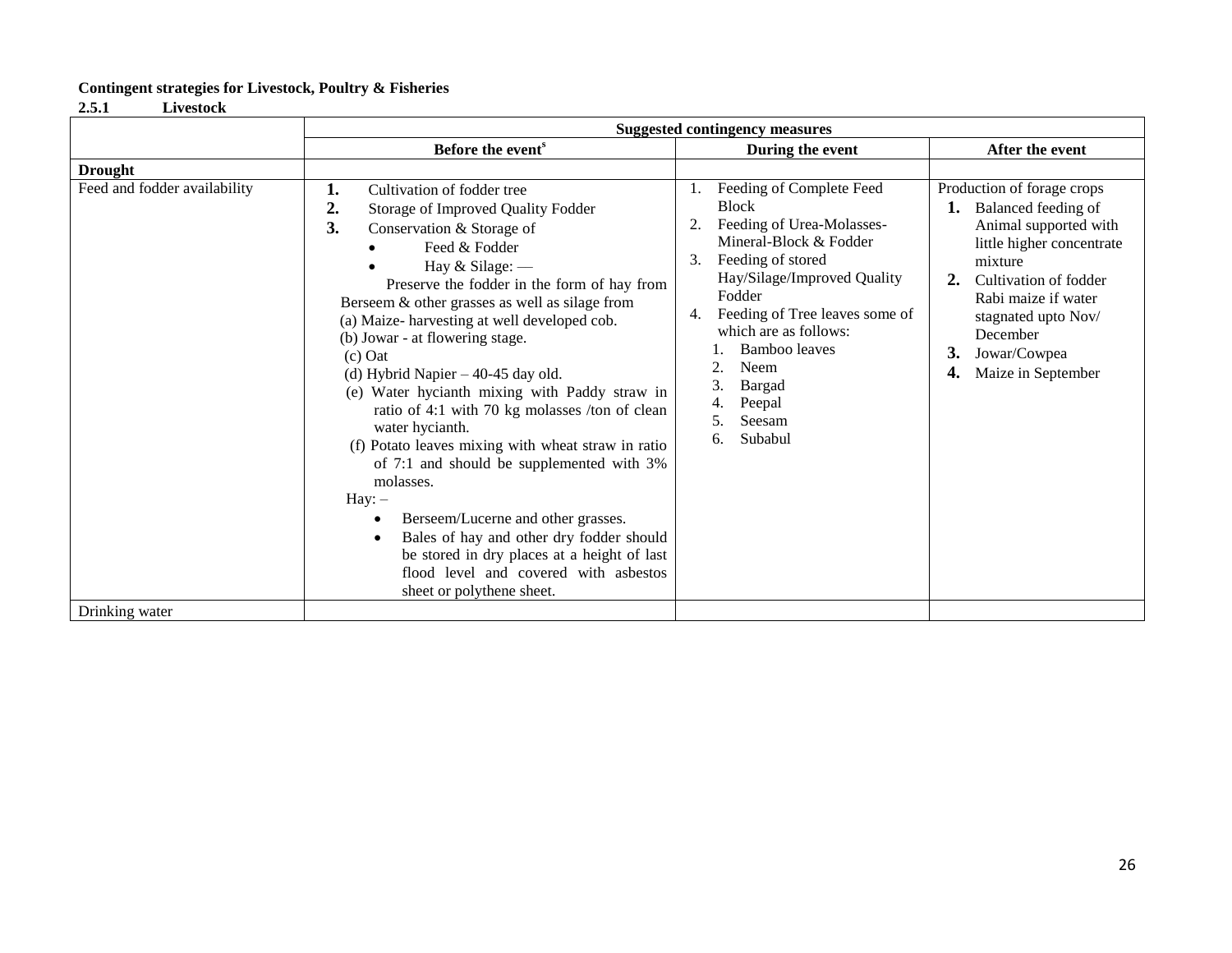**Contingent strategies for Livestock, Poultry & Fisheries**

**2.5.1 Livestock**

| | Suggested contingency measures | | |
|---|---|---|---|
| | **Before the event**[s] | **During the event** | **After the event** |
| **Drought** | | | |
| Feed and fodder availability | **1.** Cultivation of fodder tree<br>**2.** Storage of Improved Quality Fodder<br>**3.** Conservation & Storage of<br>• Feed & Fodder<br>• Hay & Silage: —<br>Preserve the fodder in the form of hay from Berseem & other grasses as well as silage from<br>(a) Maize- harvesting at well developed cob.<br>(b) Jowar - at flowering stage.<br>(c) Oat<br>(d) Hybrid Napier – 40-45 day old.<br>(e) Water hycianth mixing with Paddy straw in ratio of 4:1 with 70 kg molasses /ton of clean water hycianth.<br>(f) Potato leaves mixing with wheat straw in ratio of 7:1 and should be supplemented with 3% molasses.<br>Hay: –<br>• Berseem/Lucerne and other grasses.<br>• Bales of hay and other dry fodder should be stored in dry places at a height of last flood level and covered with asbestos sheet or polythene sheet. | 1. Feeding of Complete Feed Block<br>2. Feeding of Urea-Molasses-Mineral-Block & Fodder<br>3. Feeding of stored Hay/Silage/Improved Quality Fodder<br>4. Feeding of Tree leaves some of which are as follows:<br>1. Bamboo leaves<br>2. Neem<br>3. Bargad<br>4. Peepal<br>5. Seesam<br>6. Subabul | Production of forage crops<br>**1.** Balanced feeding of Animal supported with little higher concentrate mixture<br>**2.** Cultivation of fodder Rabi maize if water stagnated upto Nov/ December<br>**3.** Jowar/Cowpea<br>**4.** Maize in September |
| Drinking water | | | |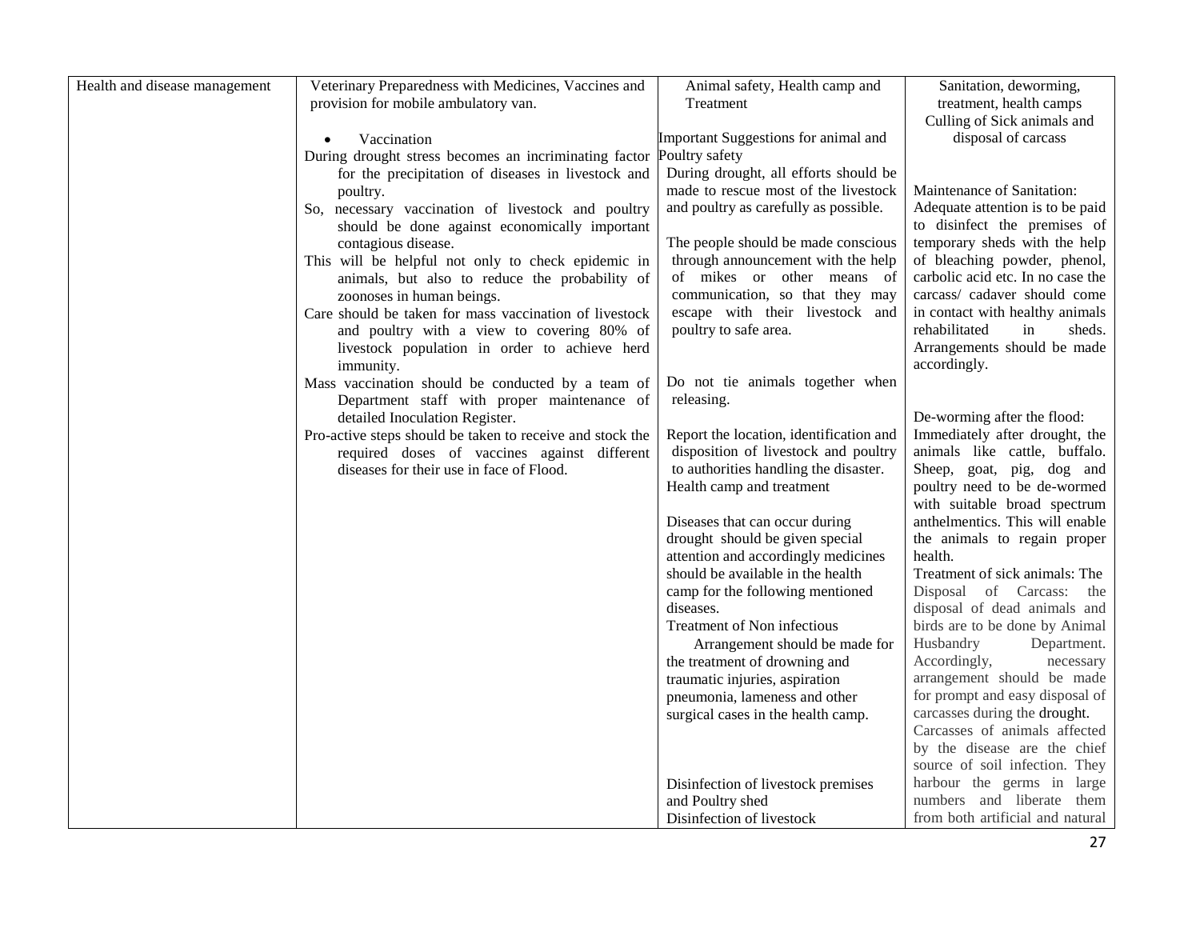| Health and disease management | Veterinary Preparedness with Medicines, Vaccines and provision for mobile ambulatory van.<br><br>• Vaccination<br>During drought stress becomes an incriminating factor for the precipitation of diseases in livestock and poultry.<br>So, necessary vaccination of livestock and poultry should be done against economically important contagious disease.<br>This will be helpful not only to check epidemic in animals, but also to reduce the probability of zoonoses in human beings.<br>Care should be taken for mass vaccination of livestock and poultry with a view to covering 80% of livestock population in order to achieve herd immunity.<br>Mass vaccination should be conducted by a team of Department staff with proper maintenance of detailed Inoculation Register.<br>Pro-active steps should be taken to receive and stock the required doses of vaccines against different diseases for their use in face of Flood. | Animal safety, Health camp and Treatment<br><br>Important Suggestions for animal and Poultry safety<br>During drought, all efforts should be made to rescue most of the livestock and poultry as carefully as possible.<br><br>The people should be made conscious through announcement with the help of mikes or other means of communication, so that they may escape with their livestock and poultry to safe area.<br><br>Do not tie animals together when releasing.<br><br>Report the location, identification and disposition of livestock and poultry to authorities handling the disaster.<br>Health camp and treatment<br><br>Diseases that can occur during drought should be given special attention and accordingly medicines should be available in the health camp for the following mentioned diseases.<br>Treatment of Non infectious<br>Arrangement should be made for the treatment of drowning and traumatic injuries, aspiration pneumonia, lameness and other surgical cases in the health camp.<br><br>Disinfection of livestock premises and Poultry shed<br>Disinfection of livestock | Sanitation, deworming, treatment, health camps Culling of Sick animals and disposal of carcass<br><br>Maintenance of Sanitation:<br>Adequate attention is to be paid to disinfect the premises of temporary sheds with the help of bleaching powder, phenol, carbolic acid etc. In no case the carcass/ cadaver should come in contact with healthy animals rehabilitated in sheds. Arrangements should be made accordingly.<br><br>De-worming after the flood:<br>Immediately after drought, the animals like cattle, buffalo. Sheep, goat, pig, dog and poultry need to be de-wormed with suitable broad spectrum anthelmentics. This will enable the animals to regain proper health.<br>Treatment of sick animals: The Disposal of Carcass: the disposal of dead animals and birds are to be done by Animal Husbandry Department. Accordingly, necessary arrangement should be made for prompt and easy disposal of carcasses during the drought.<br>Carcasses of animals affected by the disease are the chief source of soil infection. They harbour the germs in large numbers and liberate them from both artificial and natural |
|---|---|---|---|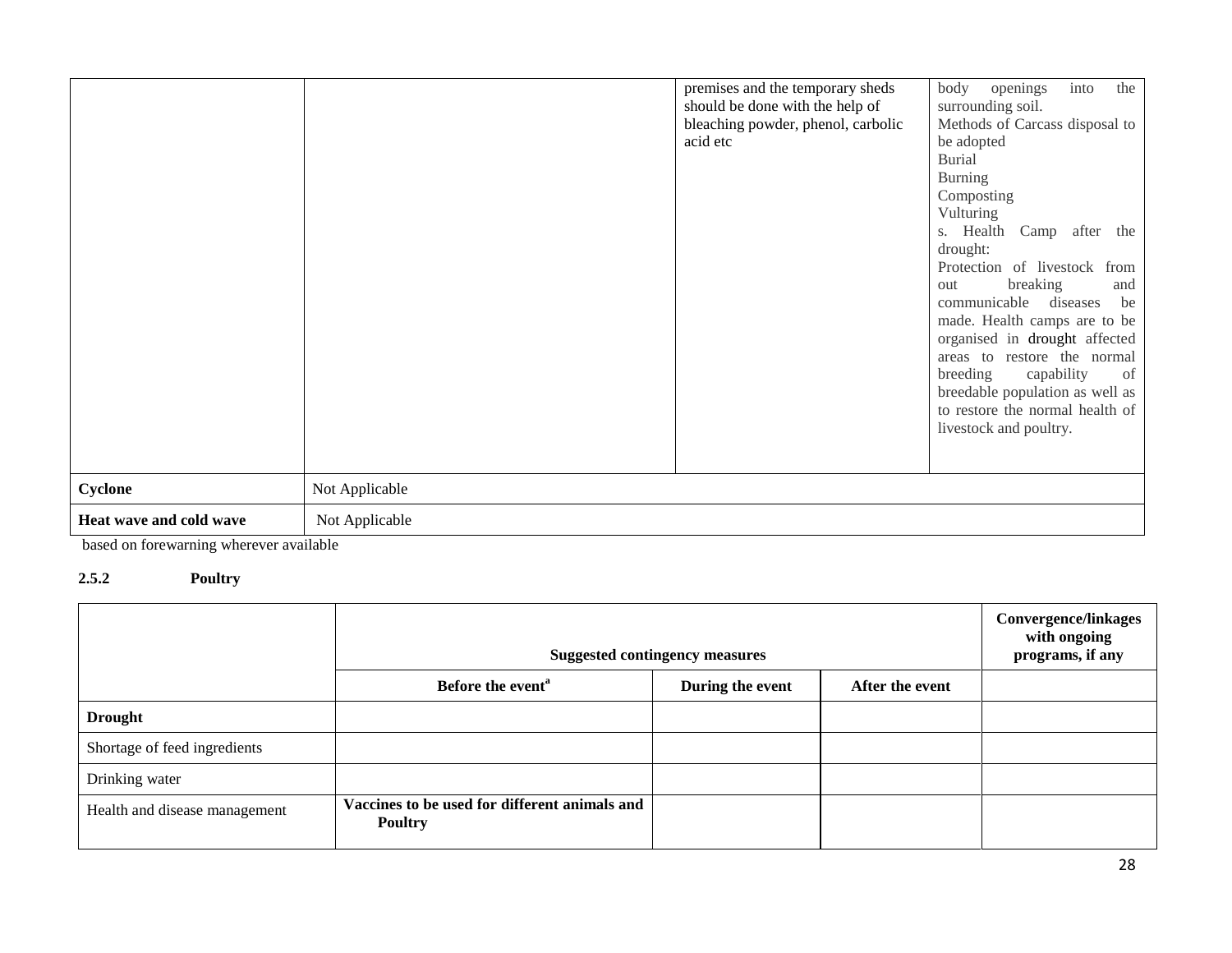| | | | |
|---|---|---|---|
| | | premises and the temporary sheds should be done with the help of bleaching powder, phenol, carbolic acid etc | body openings into the surrounding soil.<br>Methods of Carcass disposal to be adopted<br>Burial<br>Burning<br>Composting<br>Vulturing<br>s. Health Camp after the drought:<br>Protection of livestock from out breaking and communicable diseases be made. Health camps are to be organised in drought affected areas to restore the normal breeding capability of breedable population as well as to restore the normal health of livestock and poultry. |
| **Cyclone** | Not Applicable | | |
| **Heat wave and cold wave** | Not Applicable | | |

based on forewarning wherever available

### 2.5.2 Poultry

| | **Suggested contingency measures** | | | **Convergence/linkages with ongoing programs, if any** |
|---|---|---|---|---|
| | **Before the event[a]** | **During the event** | **After the event** | |
| **Drought** | | | | |
| Shortage of feed ingredients | | | | |
| Drinking water | | | | |
| Health and disease management | **Vaccines to be used for different animals and Poultry** | | | |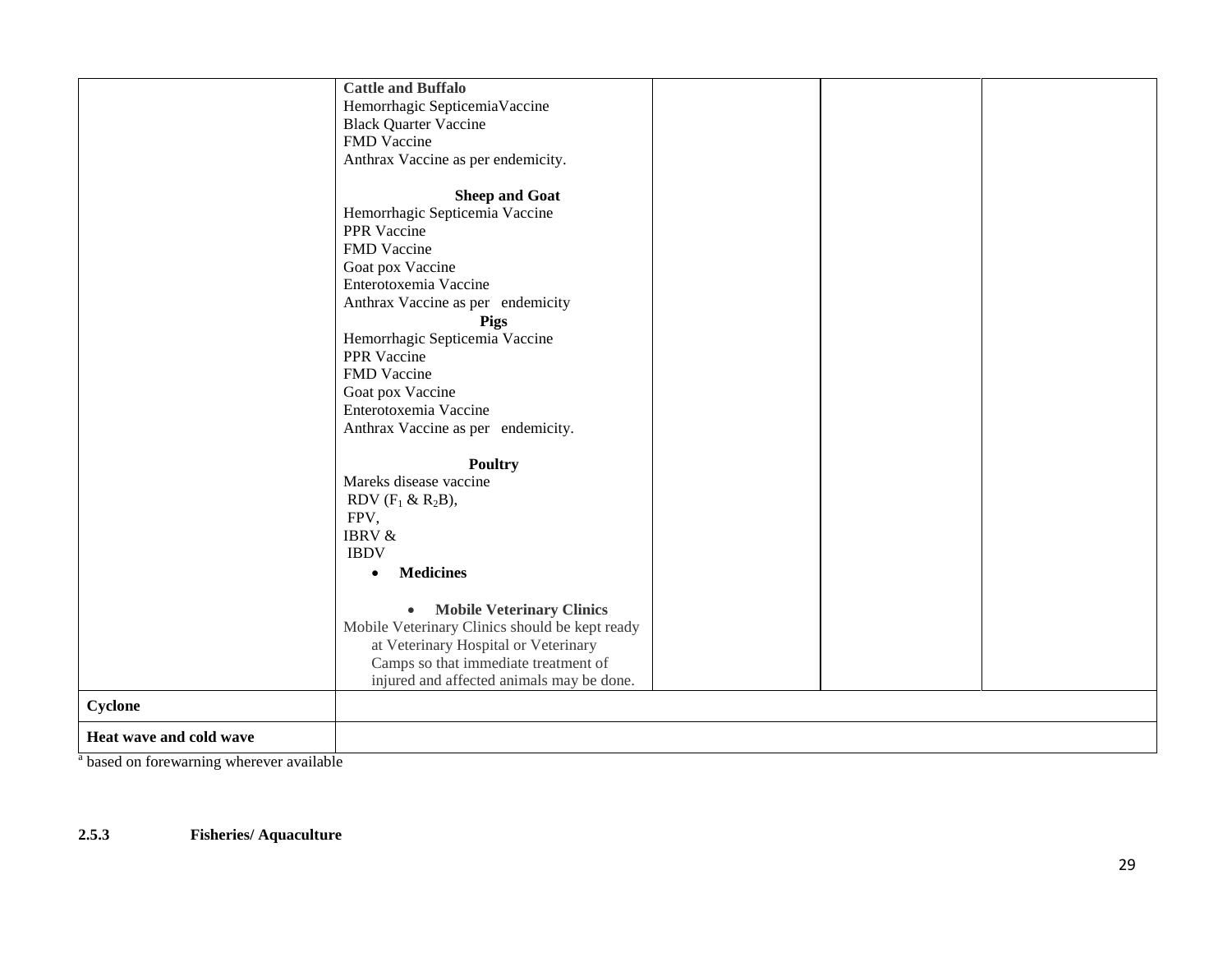| | | | | |
|---|---|---|---|---|
| | **Cattle and Buffalo**<br>Hemorrhagic SepticemiaVaccine<br>Black Quarter Vaccine<br>FMD Vaccine<br>Anthrax Vaccine as per endemicity.<br><br>**Sheep and Goat**<br>Hemorrhagic Septicemia Vaccine<br>PPR Vaccine<br>FMD Vaccine<br>Goat pox Vaccine<br>Enterotoxemia Vaccine<br>Anthrax Vaccine as per endemicity<br>**Pigs**<br>Hemorrhagic Septicemia Vaccine<br>PPR Vaccine<br>FMD Vaccine<br>Goat pox Vaccine<br>Enterotoxemia Vaccine<br>Anthrax Vaccine as per endemicity.<br><br>**Poultry**<br>Mareks disease vaccine<br>RDV ($F_1$ & $R_2B$),<br>FPV,<br>IBRV &<br>IBDV<br>• **Medicines**<br><br>• **Mobile Veterinary Clinics**<br>Mobile Veterinary Clinics should be kept ready at Veterinary Hospital or Veterinary Camps so that immediate treatment of injured and affected animals may be done. | | | |
| **Cyclone** | | | | |
| **Heat wave and cold wave** | | | | |

[a] based on forewarning wherever available

**2.5.3 Fisheries/ Aquaculture**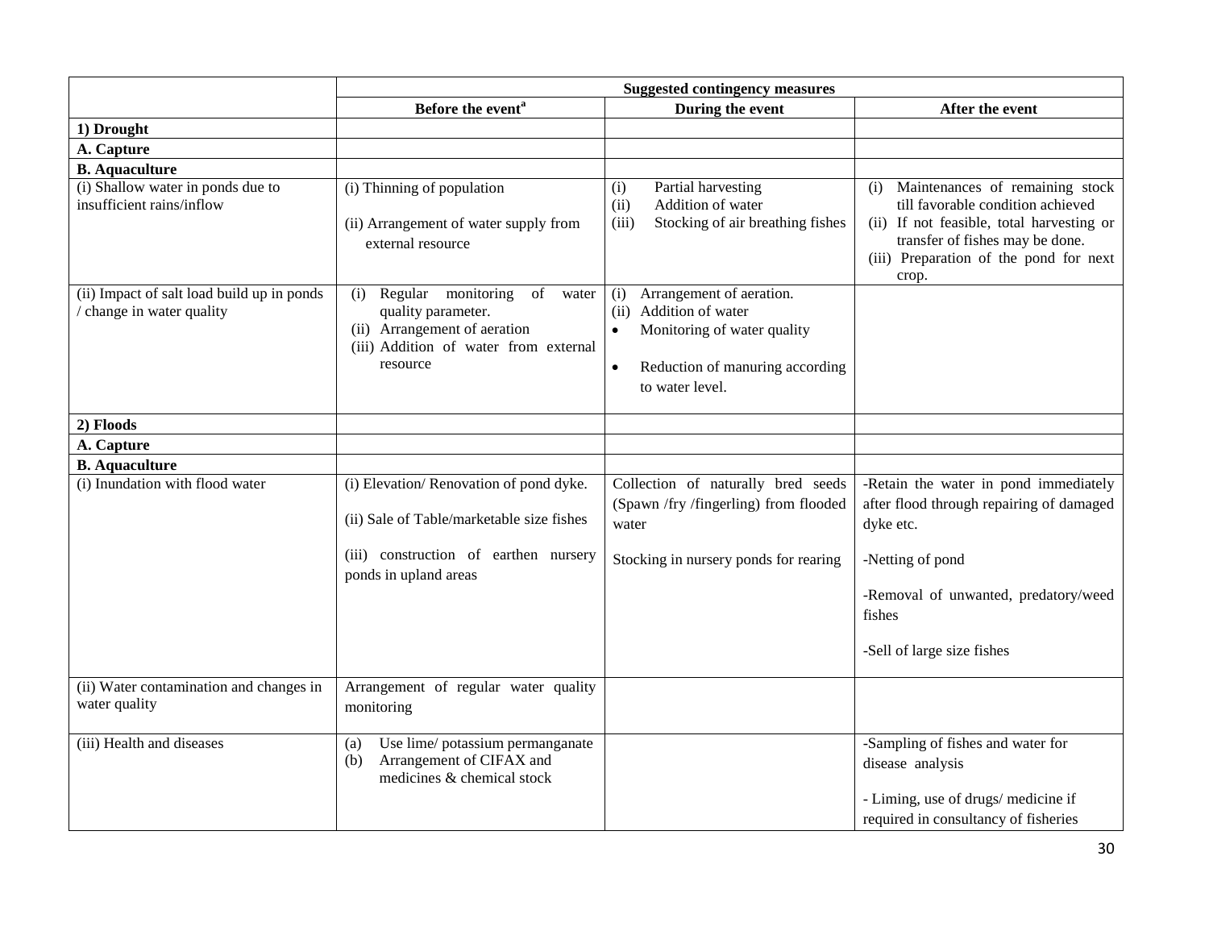| | Suggested contingency measures | | |
|---|---|---|---|
| | Before the event[a] | During the event | After the event |
| **1) Drought** | | | |
| **A. Capture** | | | |
| **B. Aquaculture** | | | |
| (i) Shallow water in ponds due to insufficient rains/inflow | (i) Thinning of population<br><br>(ii) Arrangement of water supply from external resource | (i) Partial harvesting<br>(ii) Addition of water<br>(iii) Stocking of air breathing fishes | (i) Maintenances of remaining stock till favorable condition achieved<br>(ii) If not feasible, total harvesting or transfer of fishes may be done.<br>(iii) Preparation of the pond for next crop. |
| (ii) Impact of salt load build up in ponds / change in water quality | (i) Regular monitoring of water quality parameter.<br>(ii) Arrangement of aeration<br>(iii) Addition of water from external resource | (i) Arrangement of aeration.<br>(ii) Addition of water<br>• Monitoring of water quality<br><br>• Reduction of manuring according to water level. | |
| **2) Floods** | | | |
| **A. Capture** | | | |
| **B. Aquaculture** | | | |
| (i) Inundation with flood water | (i) Elevation/ Renovation of pond dyke.<br><br>(ii) Sale of Table/marketable size fishes<br><br>(iii) construction of earthen nursery ponds in upland areas | Collection of naturally bred seeds (Spawn /fry /fingerling) from flooded water<br><br>Stocking in nursery ponds for rearing | -Retain the water in pond immediately after flood through repairing of damaged dyke etc.<br><br>-Netting of pond<br><br>-Removal of unwanted, predatory/weed fishes<br><br>-Sell of large size fishes |
| (ii) Water contamination and changes in water quality | Arrangement of regular water quality monitoring | | |
| (iii) Health and diseases | (a) Use lime/ potassium permanganate<br>(b) Arrangement of CIFAX and medicines & chemical stock | | -Sampling of fishes and water for disease analysis<br><br>- Liming, use of drugs/ medicine if required in consultancy of fisheries |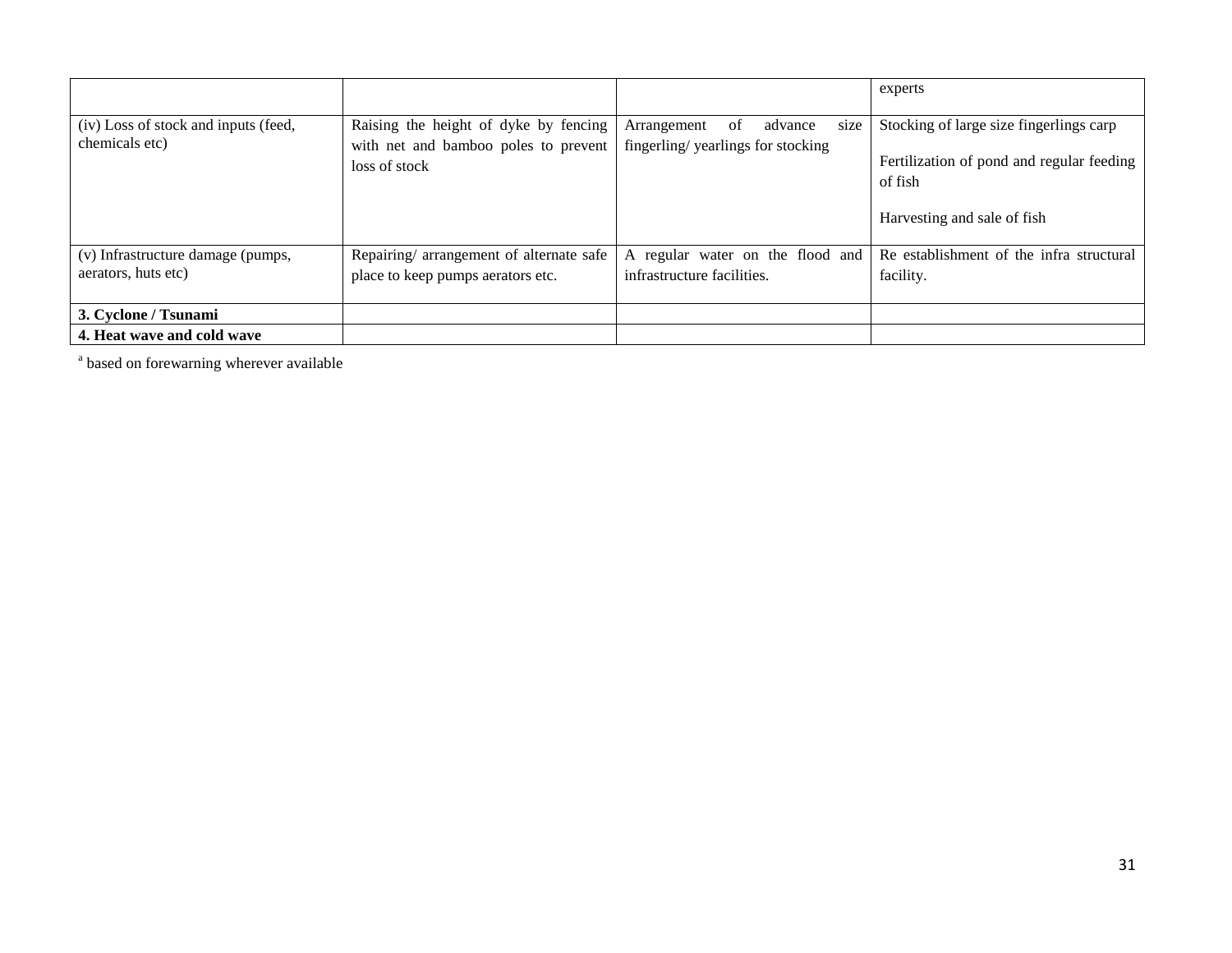| | | | |
|---|---|---|---|
| | | | experts |
| (iv) Loss of stock and inputs (feed, chemicals etc) | Raising the height of dyke by fencing with net and bamboo poles to prevent loss of stock | Arrangement of advance size fingerling/ yearlings for stocking | Stocking of large size fingerlings carp<br><br>Fertilization of pond and regular feeding of fish<br><br>Harvesting and sale of fish |
| (v) Infrastructure damage (pumps, aerators, huts etc) | Repairing/ arrangement of alternate safe place to keep pumps aerators etc. | A regular water on the flood and infrastructure facilities. | Re establishment of the infra structural facility. |
| **3. Cyclone / Tsunami** | | | |
| **4. Heat wave and cold wave** | | | |

[a] based on forewarning wherever available